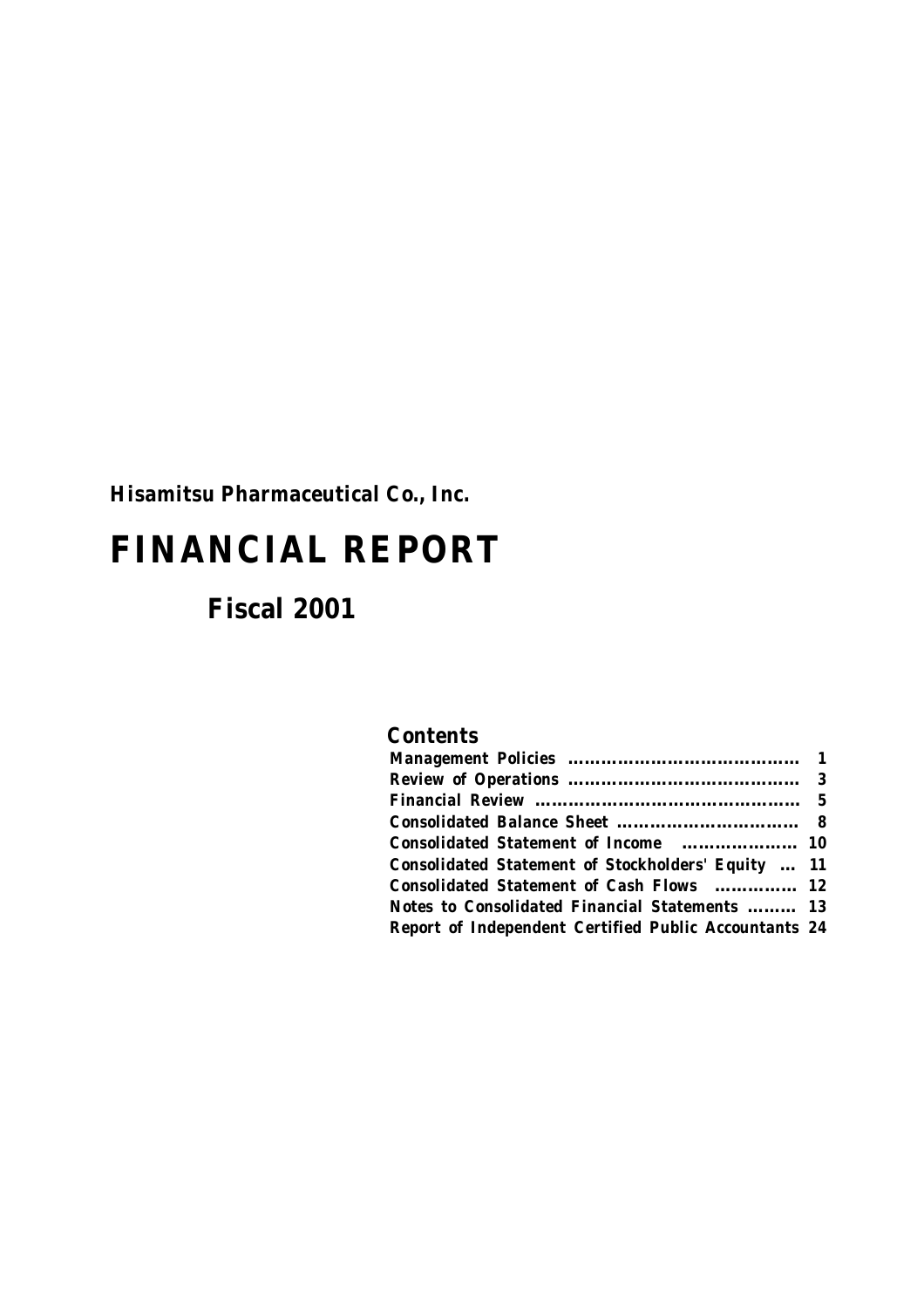**Hisamitsu Pharmaceutical Co., Inc.**

# FINANCIAL REPORT

## Fiscal 2001

### Contents

| | |
|---|---|
| Management Policies | 1 |
| Review of Operations | 3 |
| Financial Review | 5 |
| Consolidated Balance Sheet | 8 |
| Consolidated Statement of Income | 10 |
| Consolidated Statement of Stockholders' Equity | 11 |
| Consolidated Statement of Cash Flows | 12 |
| Notes to Consolidated Financial Statements | 13 |
| Report of Independent Certified Public Accountants | 24 |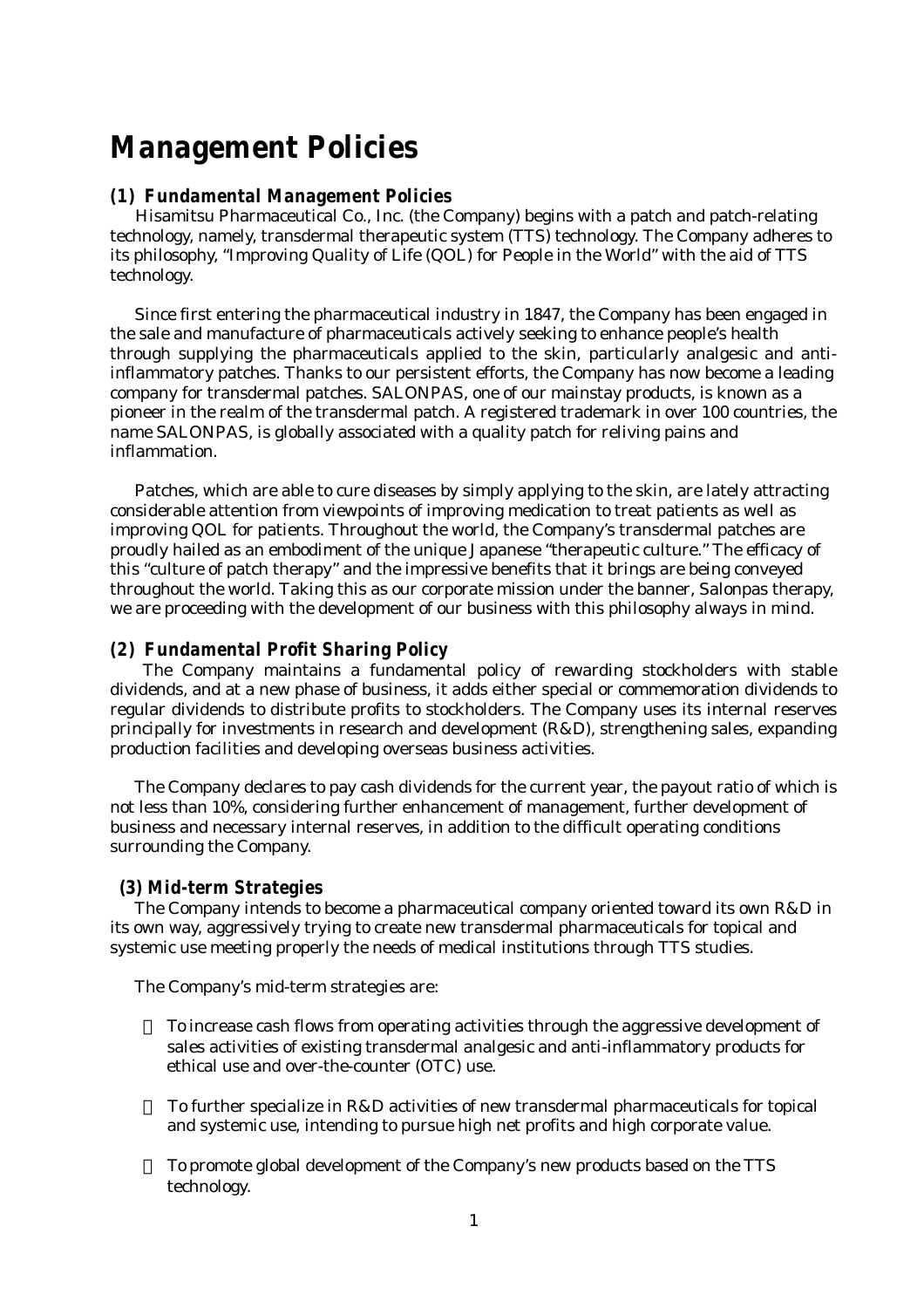# Management Policies

### (1) Fundamental Management Policies

Hisamitsu Pharmaceutical Co., Inc. (the Company) begins with a patch and patch-relating technology, namely, transdermal therapeutic system (TTS) technology. The Company adheres to its philosophy, "Improving Quality of Life (QOL) for People in the World" with the aid of TTS technology.

Since first entering the pharmaceutical industry in 1847, the Company has been engaged in the sale and manufacture of pharmaceuticals actively seeking to enhance people's health through supplying the pharmaceuticals applied to the skin, particularly analgesic and anti-inflammatory patches. Thanks to our persistent efforts, the Company has now become a leading company for transdermal patches. SALONPAS, one of our mainstay products, is known as a pioneer in the realm of the transdermal patch. A registered trademark in over 100 countries, the name SALONPAS, is globally associated with a quality patch for reliving pains and inflammation.

Patches, which are able to cure diseases by simply applying to the skin, are lately attracting considerable attention from viewpoints of improving medication to treat patients as well as improving QOL for patients. Throughout the world, the Company's transdermal patches are proudly hailed as an embodiment of the unique Japanese "therapeutic culture." The efficacy of this "culture of patch therapy" and the impressive benefits that it brings are being conveyed throughout the world. Taking this as our corporate mission under the banner, Salonpas therapy, we are proceeding with the development of our business with this philosophy always in mind.

### (2) Fundamental Profit Sharing Policy

The Company maintains a fundamental policy of rewarding stockholders with stable dividends, and at a new phase of business, it adds either special or commemoration dividends to regular dividends to distribute profits to stockholders. The Company uses its internal reserves principally for investments in research and development (R&D), strengthening sales, expanding production facilities and developing overseas business activities.

The Company declares to pay cash dividends for the current year, the payout ratio of which is not less than 10%, considering further enhancement of management, further development of business and necessary internal reserves, in addition to the difficult operating conditions surrounding the Company.

### (3) Mid-term Strategies

The Company intends to become a pharmaceutical company oriented toward its own R&D in its own way, aggressively trying to create new transdermal pharmaceuticals for topical and systemic use meeting properly the needs of medical institutions through TTS studies.

The Company's mid-term strategies are:

- To increase cash flows from operating activities through the aggressive development of sales activities of existing transdermal analgesic and anti-inflammatory products for ethical use and over-the-counter (OTC) use.
- To further specialize in R&D activities of new transdermal pharmaceuticals for topical and systemic use, intending to pursue high net profits and high corporate value.
- To promote global development of the Company's new products based on the TTS technology.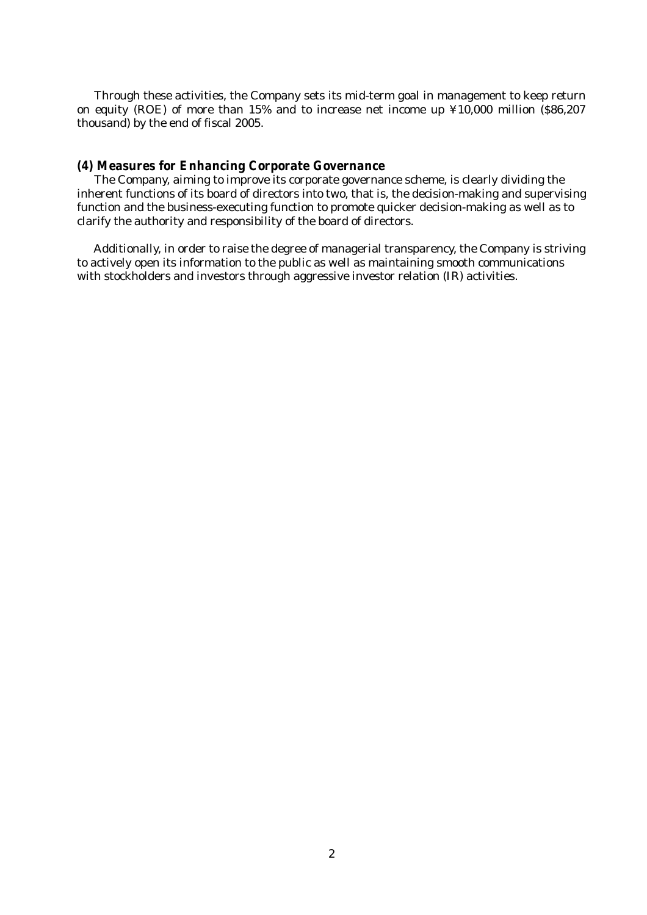Through these activities, the Company sets its mid-term goal in management to keep return on equity (ROE) of more than 15% and to increase net income up ¥10,000 million ($86,207 thousand) by the end of fiscal 2005.

### (4) Measures for Enhancing Corporate Governance

The Company, aiming to improve its corporate governance scheme, is clearly dividing the inherent functions of its board of directors into two, that is, the decision-making and supervising function and the business-executing function to promote quicker decision-making as well as to clarify the authority and responsibility of the board of directors.

Additionally, in order to raise the degree of managerial transparency, the Company is striving to actively open its information to the public as well as maintaining smooth communications with stockholders and investors through aggressive investor relation (IR) activities.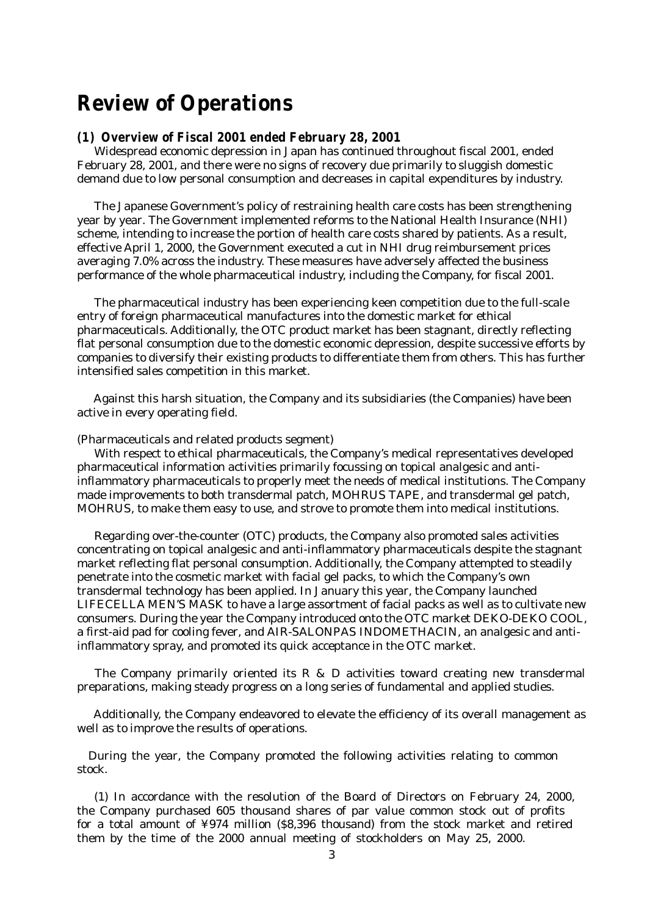# Review of Operations

### (1) Overview of Fiscal 2001 ended February 28, 2001

Widespread economic depression in Japan has continued throughout fiscal 2001, ended February 28, 2001, and there were no signs of recovery due primarily to sluggish domestic demand due to low personal consumption and decreases in capital expenditures by industry.

The Japanese Government's policy of restraining health care costs has been strengthening year by year. The Government implemented reforms to the National Health Insurance (NHI) scheme, intending to increase the portion of health care costs shared by patients. As a result, effective April 1, 2000, the Government executed a cut in NHI drug reimbursement prices averaging 7.0% across the industry. These measures have adversely affected the business performance of the whole pharmaceutical industry, including the Company, for fiscal 2001.

The pharmaceutical industry has been experiencing keen competition due to the full-scale entry of foreign pharmaceutical manufactures into the domestic market for ethical pharmaceuticals. Additionally, the OTC product market has been stagnant, directly reflecting flat personal consumption due to the domestic economic depression, despite successive efforts by companies to diversify their existing products to differentiate them from others. This has further intensified sales competition in this market.

Against this harsh situation, the Company and its subsidiaries (the Companies) have been active in every operating field.

(Pharmaceuticals and related products segment)

With respect to ethical pharmaceuticals, the Company's medical representatives developed pharmaceutical information activities primarily focussing on topical analgesic and anti-inflammatory pharmaceuticals to properly meet the needs of medical institutions. The Company made improvements to both transdermal patch, MOHRUS TAPE, and transdermal gel patch, MOHRUS, to make them easy to use, and strove to promote them into medical institutions.

Regarding over-the-counter (OTC) products, the Company also promoted sales activities concentrating on topical analgesic and anti-inflammatory pharmaceuticals despite the stagnant market reflecting flat personal consumption. Additionally, the Company attempted to steadily penetrate into the cosmetic market with facial gel packs, to which the Company's own transdermal technology has been applied. In January this year, the Company launched LIFECELLA MEN'S MASK to have a large assortment of facial packs as well as to cultivate new consumers. During the year the Company introduced onto the OTC market DEKO-DEKO COOL, a first-aid pad for cooling fever, and AIR-SALONPAS INDOMETHACIN, an analgesic and anti-inflammatory spray, and promoted its quick acceptance in the OTC market.

The Company primarily oriented its R & D activities toward creating new transdermal preparations, making steady progress on a long series of fundamental and applied studies.

Additionally, the Company endeavored to elevate the efficiency of its overall management as well as to improve the results of operations.

During the year, the Company promoted the following activities relating to common stock.

(1) In accordance with the resolution of the Board of Directors on February 24, 2000, the Company purchased 605 thousand shares of par value common stock out of profits for a total amount of ¥974 million ($8,396 thousand) from the stock market and retired them by the time of the 2000 annual meeting of stockholders on May 25, 2000.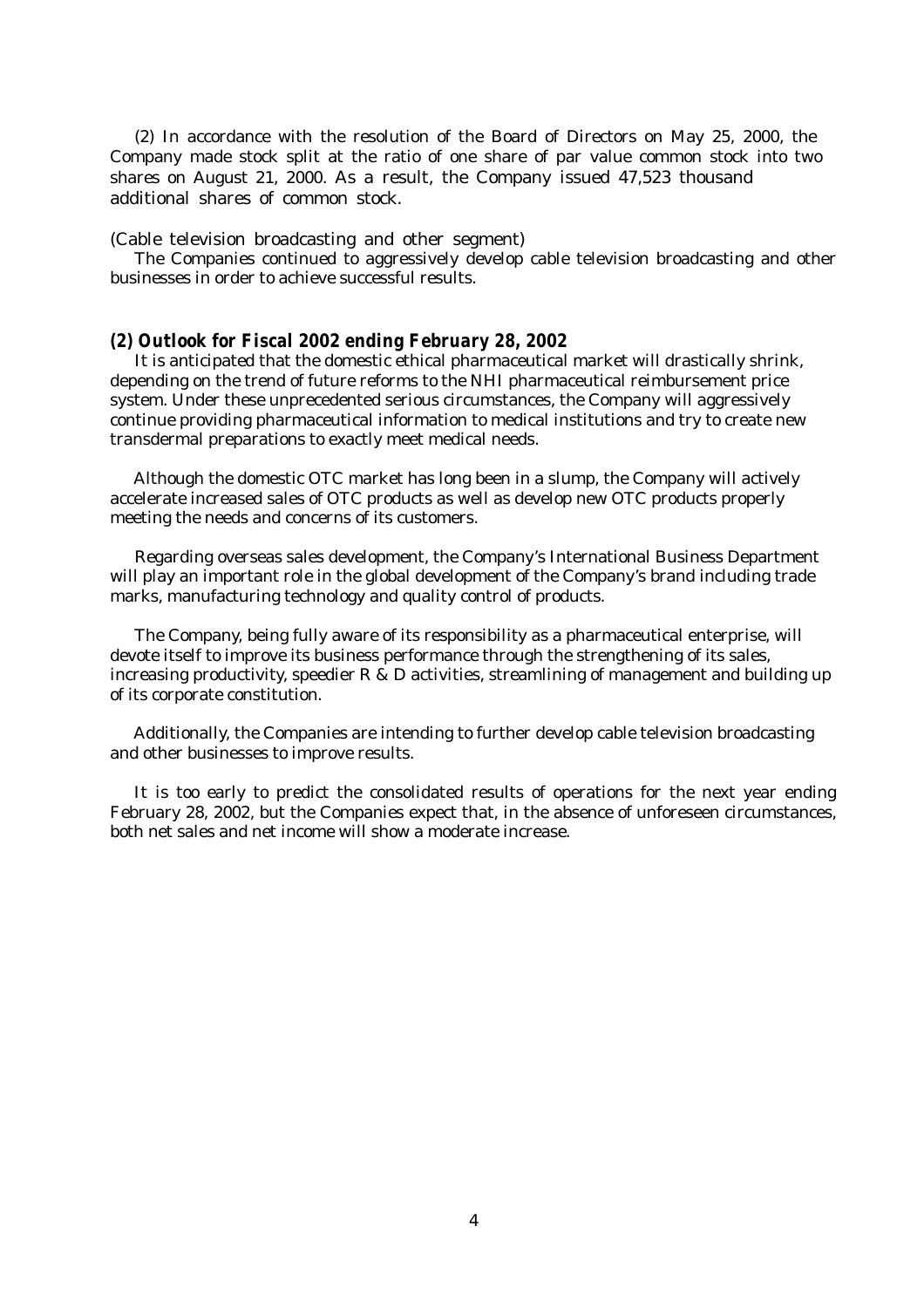(2) In accordance with the resolution of the Board of Directors on May 25, 2000, the Company made stock split at the ratio of one share of par value common stock into two shares on August 21, 2000. As a result, the Company issued 47,523 thousand additional shares of common stock.

(Cable television broadcasting and other segment)

The Companies continued to aggressively develop cable television broadcasting and other businesses in order to achieve successful results.

### (2) Outlook for Fiscal 2002 ending February 28, 2002

It is anticipated that the domestic ethical pharmaceutical market will drastically shrink, depending on the trend of future reforms to the NHI pharmaceutical reimbursement price system. Under these unprecedented serious circumstances, the Company will aggressively continue providing pharmaceutical information to medical institutions and try to create new transdermal preparations to exactly meet medical needs.

Although the domestic OTC market has long been in a slump, the Company will actively accelerate increased sales of OTC products as well as develop new OTC products properly meeting the needs and concerns of its customers.

Regarding overseas sales development, the Company's International Business Department will play an important role in the global development of the Company's brand including trade marks, manufacturing technology and quality control of products.

The Company, being fully aware of its responsibility as a pharmaceutical enterprise, will devote itself to improve its business performance through the strengthening of its sales, increasing productivity, speedier R & D activities, streamlining of management and building up of its corporate constitution.

Additionally, the Companies are intending to further develop cable television broadcasting and other businesses to improve results.

It is too early to predict the consolidated results of operations for the next year ending February 28, 2002, but the Companies expect that, in the absence of unforeseen circumstances, both net sales and net income will show a moderate increase.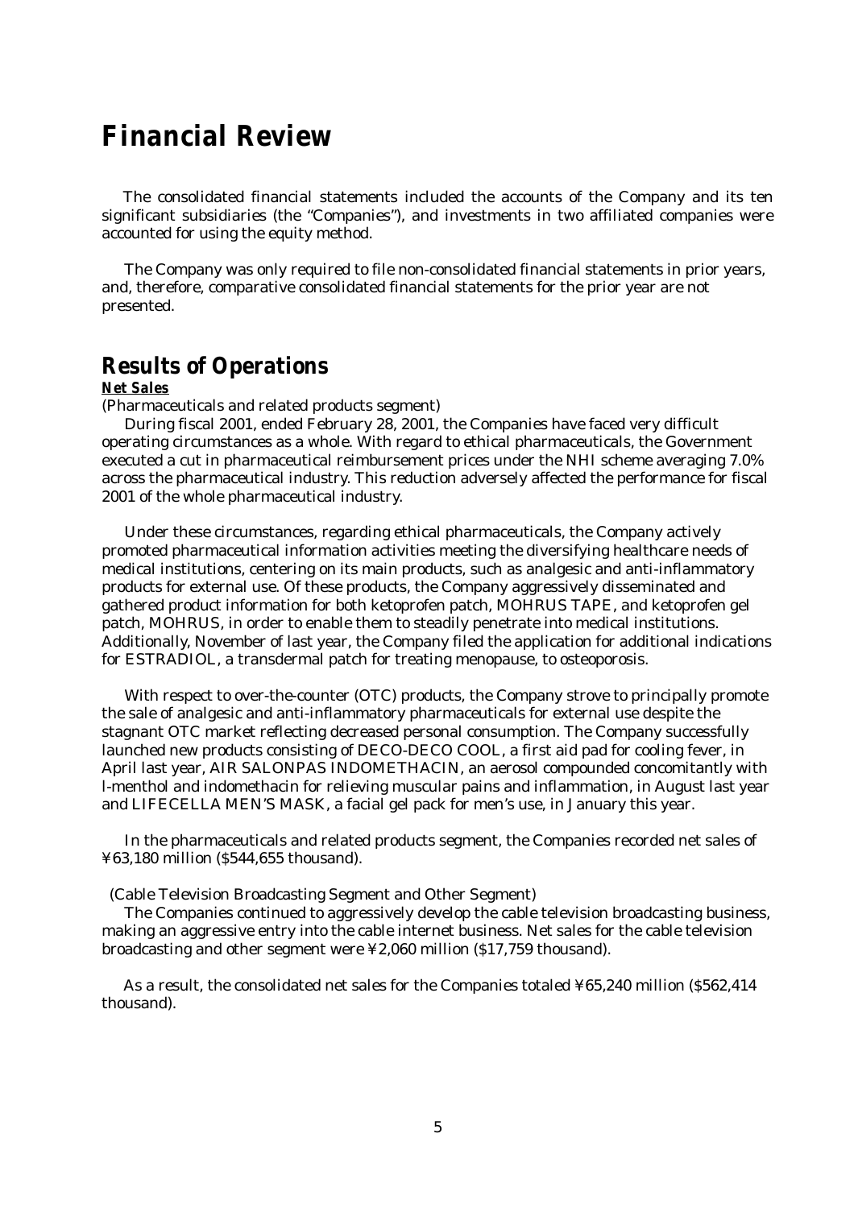# Financial Review

The consolidated financial statements included the accounts of the Company and its ten significant subsidiaries (the "Companies"), and investments in two affiliated companies were accounted for using the equity method.

The Company was only required to file non-consolidated financial statements in prior years, and, therefore, comparative consolidated financial statements for the prior year are not presented.

## Results of Operations

***Net Sales***

(Pharmaceuticals and related products segment)

During fiscal 2001, ended February 28, 2001, the Companies have faced very difficult operating circumstances as a whole. With regard to ethical pharmaceuticals, the Government executed a cut in pharmaceutical reimbursement prices under the NHI scheme averaging 7.0% across the pharmaceutical industry. This reduction adversely affected the performance for fiscal 2001 of the whole pharmaceutical industry.

Under these circumstances, regarding ethical pharmaceuticals, the Company actively promoted pharmaceutical information activities meeting the diversifying healthcare needs of medical institutions, centering on its main products, such as analgesic and anti-inflammatory products for external use. Of these products, the Company aggressively disseminated and gathered product information for both ketoprofen patch, MOHRUS TAPE, and ketoprofen gel patch, MOHRUS, in order to enable them to steadily penetrate into medical institutions. Additionally, November of last year, the Company filed the application for additional indications for ESTRADIOL, a transdermal patch for treating menopause, to osteoporosis.

With respect to over-the-counter (OTC) products, the Company strove to principally promote the sale of analgesic and anti-inflammatory pharmaceuticals for external use despite the stagnant OTC market reflecting decreased personal consumption. The Company successfully launched new products consisting of DECO-DECO COOL, a first aid pad for cooling fever, in April last year, AIR SALONPAS INDOMETHACIN, an aerosol compounded concomitantly with l-menthol and indomethacin for relieving muscular pains and inflammation, in August last year and LIFECELLA MEN'S MASK, a facial gel pack for men's use, in January this year.

In the pharmaceuticals and related products segment, the Companies recorded net sales of ¥63,180 million ($544,655 thousand).

(Cable Television Broadcasting Segment and Other Segment)

The Companies continued to aggressively develop the cable television broadcasting business, making an aggressive entry into the cable internet business. Net sales for the cable television broadcasting and other segment were ¥2,060 million ($17,759 thousand).

As a result, the consolidated net sales for the Companies totaled ¥65,240 million ($562,414 thousand).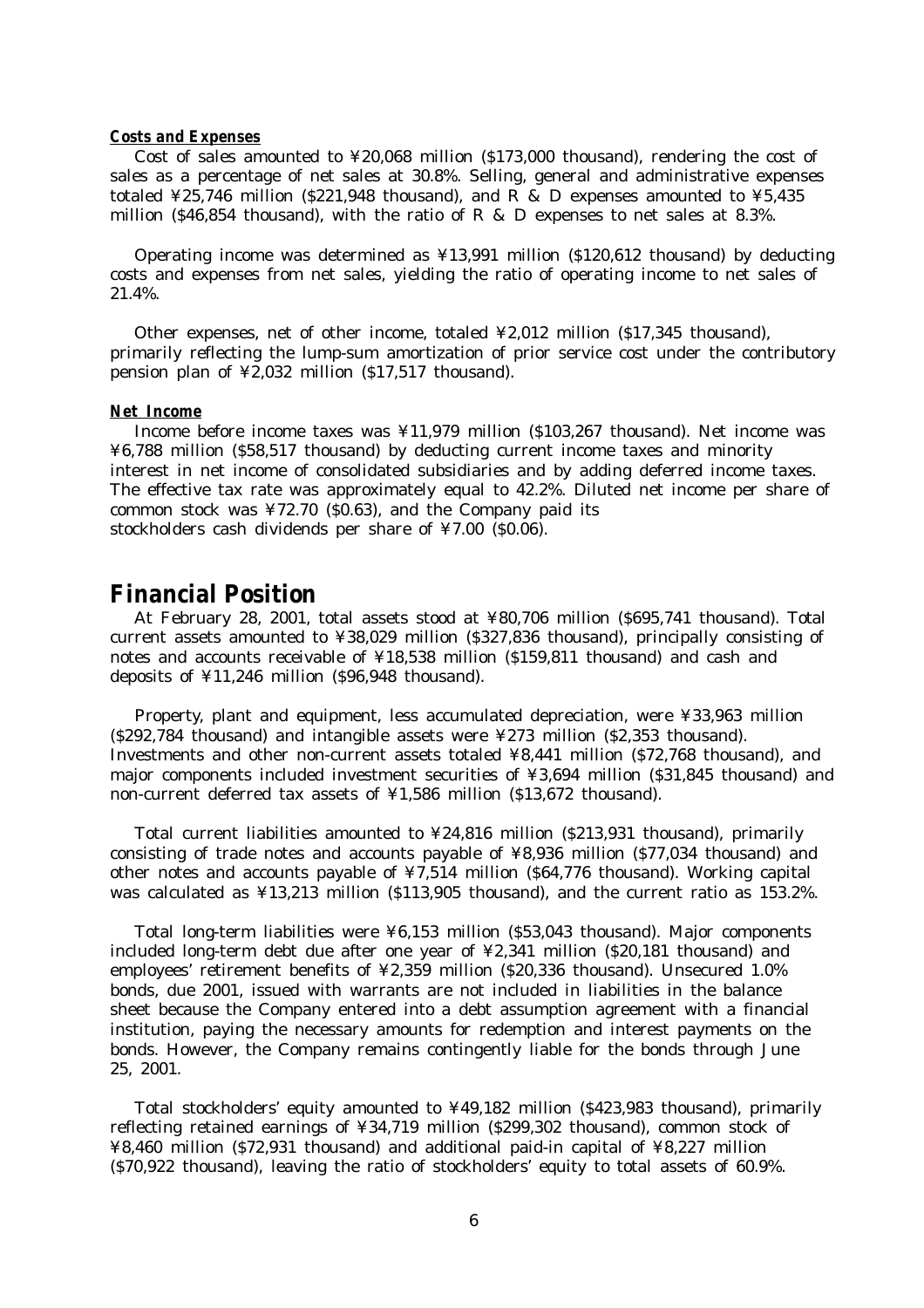***Costs and Expenses***

Cost of sales amounted to ¥20,068 million ($173,000 thousand), rendering the cost of sales as a percentage of net sales at 30.8%. Selling, general and administrative expenses totaled ¥25,746 million ($221,948 thousand), and R & D expenses amounted to ¥5,435 million ($46,854 thousand), with the ratio of R & D expenses to net sales at 8.3%.

Operating income was determined as ¥13,991 million ($120,612 thousand) by deducting costs and expenses from net sales, yielding the ratio of operating income to net sales of 21.4%.

Other expenses, net of other income, totaled ¥2,012 million ($17,345 thousand), primarily reflecting the lump-sum amortization of prior service cost under the contributory pension plan of ¥2,032 million ($17,517 thousand).

***Net Income***

Income before income taxes was ¥11,979 million ($103,267 thousand). Net income was ¥6,788 million ($58,517 thousand) by deducting current income taxes and minority interest in net income of consolidated subsidiaries and by adding deferred income taxes. The effective tax rate was approximately equal to 42.2%. Diluted net income per share of common stock was ¥72.70 ($0.63), and the Company paid its stockholders cash dividends per share of ¥7.00 ($0.06).

# Financial Position

At February 28, 2001, total assets stood at ¥80,706 million ($695,741 thousand). Total current assets amounted to ¥38,029 million ($327,836 thousand), principally consisting of notes and accounts receivable of ¥18,538 million ($159,811 thousand) and cash and deposits of ¥11,246 million ($96,948 thousand).

Property, plant and equipment, less accumulated depreciation, were ¥33,963 million ($292,784 thousand) and intangible assets were ¥273 million ($2,353 thousand). Investments and other non-current assets totaled ¥8,441 million ($72,768 thousand), and major components included investment securities of ¥3,694 million ($31,845 thousand) and non-current deferred tax assets of ¥1,586 million ($13,672 thousand).

Total current liabilities amounted to ¥24,816 million ($213,931 thousand), primarily consisting of trade notes and accounts payable of ¥8,936 million ($77,034 thousand) and other notes and accounts payable of ¥7,514 million ($64,776 thousand). Working capital was calculated as ¥13,213 million ($113,905 thousand), and the current ratio as 153.2%.

Total long-term liabilities were ¥6,153 million ($53,043 thousand). Major components included long-term debt due after one year of ¥2,341 million ($20,181 thousand) and employees' retirement benefits of ¥2,359 million ($20,336 thousand). Unsecured 1.0% bonds, due 2001, issued with warrants are not included in liabilities in the balance sheet because the Company entered into a debt assumption agreement with a financial institution, paying the necessary amounts for redemption and interest payments on the bonds. However, the Company remains contingently liable for the bonds through June 25, 2001.

Total stockholders' equity amounted to ¥49,182 million ($423,983 thousand), primarily reflecting retained earnings of ¥34,719 million ($299,302 thousand), common stock of ¥8,460 million ($72,931 thousand) and additional paid-in capital of ¥8,227 million ($70,922 thousand), leaving the ratio of stockholders' equity to total assets of 60.9%.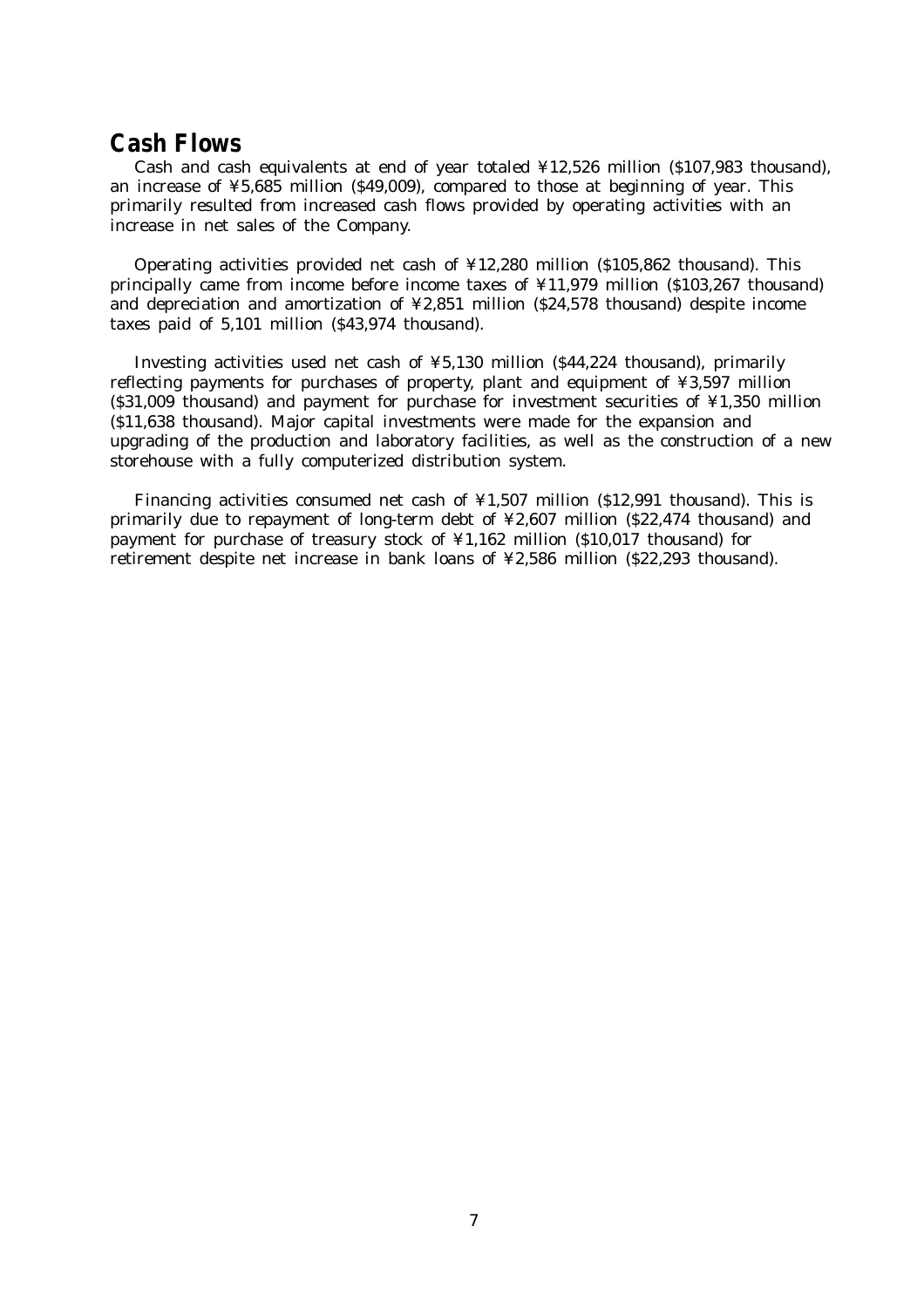## Cash Flows

Cash and cash equivalents at end of year totaled ¥12,526 million ($107,983 thousand), an increase of ¥5,685 million ($49,009), compared to those at beginning of year. This primarily resulted from increased cash flows provided by operating activities with an increase in net sales of the Company.

Operating activities provided net cash of ¥12,280 million ($105,862 thousand). This principally came from income before income taxes of ¥11,979 million ($103,267 thousand) and depreciation and amortization of ¥2,851 million ($24,578 thousand) despite income taxes paid of 5,101 million ($43,974 thousand).

Investing activities used net cash of ¥5,130 million ($44,224 thousand), primarily reflecting payments for purchases of property, plant and equipment of ¥3,597 million ($31,009 thousand) and payment for purchase for investment securities of ¥1,350 million ($11,638 thousand). Major capital investments were made for the expansion and upgrading of the production and laboratory facilities, as well as the construction of a new storehouse with a fully computerized distribution system.

Financing activities consumed net cash of ¥1,507 million ($12,991 thousand). This is primarily due to repayment of long-term debt of ¥2,607 million ($22,474 thousand) and payment for purchase of treasury stock of ¥1,162 million ($10,017 thousand) for retirement despite net increase in bank loans of ¥2,586 million ($22,293 thousand).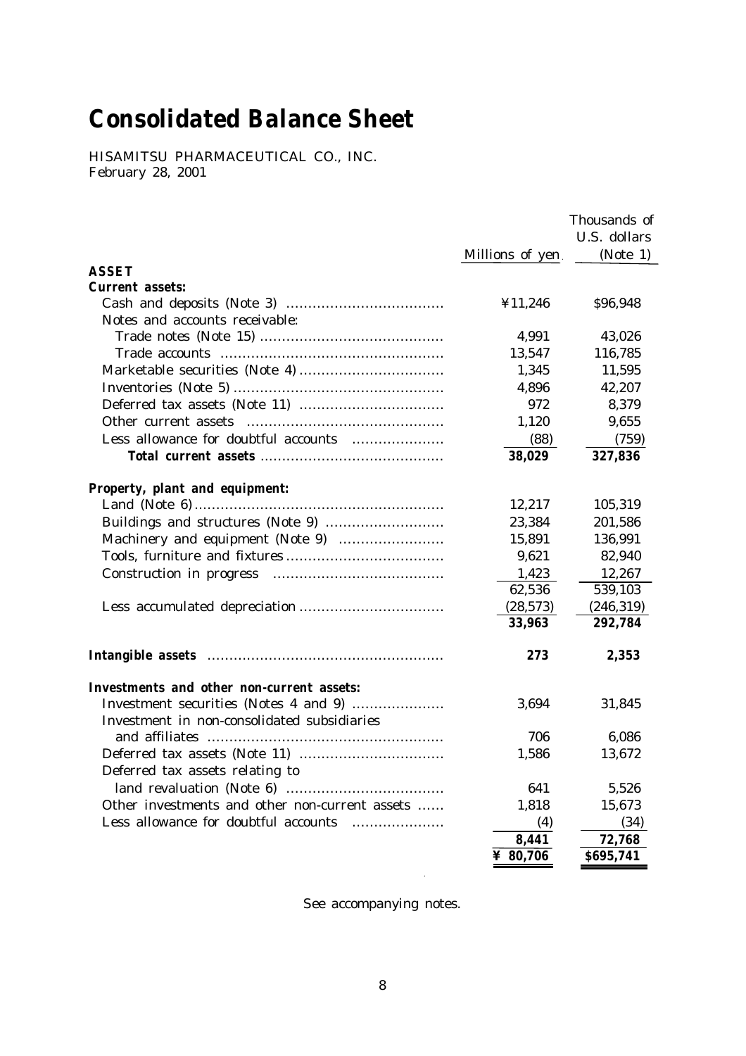# Consolidated Balance Sheet

HISAMITSU PHARMACEUTICAL CO., INC.
February 28, 2001

| | Millions of yen | Thousands of U.S. dollars (Note 1) |
|---|---|---|
| **ASSET** | | |
| **Current assets:** | | |
| Cash and deposits (Note 3) | ¥11,246 | $96,948 |
| Notes and accounts receivable: | | |
| Trade notes (Note 15) | 4,991 | 43,026 |
| Trade accounts | 13,547 | 116,785 |
| Marketable securities (Note 4) | 1,345 | 11,595 |
| Inventories (Note 5) | 4,896 | 42,207 |
| Deferred tax assets (Note 11) | 972 | 8,379 |
| Other current assets | 1,120 | 9,655 |
| Less allowance for doubtful accounts | (88) | (759) |
| **Total current assets** | **38,029** | **327,836** |
| **Property, plant and equipment:** | | |
| Land (Note 6) | 12,217 | 105,319 |
| Buildings and structures (Note 9) | 23,384 | 201,586 |
| Machinery and equipment (Note 9) | 15,891 | 136,991 |
| Tools, furniture and fixtures | 9,621 | 82,940 |
| Construction in progress | 1,423 | 12,267 |
| | 62,536 | 539,103 |
| Less accumulated depreciation | (28,573) | (246,319) |
| | **33,963** | **292,784** |
| **Intangible assets** | **273** | **2,353** |
| **Investments and other non-current assets:** | | |
| Investment securities (Notes 4 and 9) | 3,694 | 31,845 |
| Investment in non-consolidated subsidiaries and affiliates | 706 | 6,086 |
| Deferred tax assets (Note 11) | 1,586 | 13,672 |
| Deferred tax assets relating to land revaluation (Note 6) | 641 | 5,526 |
| Other investments and other non-current assets | 1,818 | 15,673 |
| Less allowance for doubtful accounts | (4) | (34) |
| | **8,441** | **72,768** |
| | **¥ 80,706** | **$695,741** |

See accompanying notes.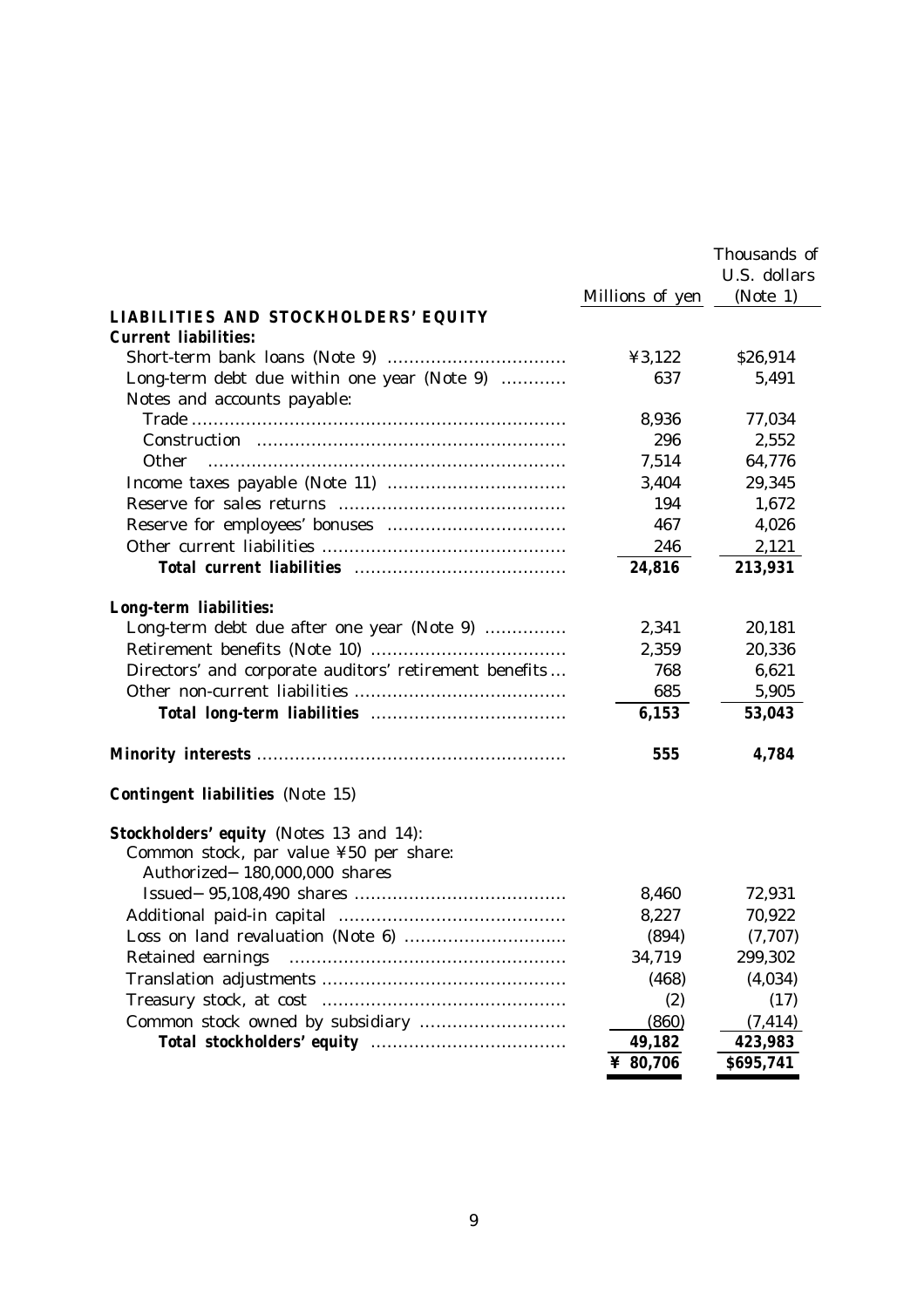| | Millions of yen | Thousands of U.S. dollars (Note 1) |
|---|---|---|
| **LIABILITIES AND STOCKHOLDERS' EQUITY** | | |
| **Current liabilities:** | | |
| Short-term bank loans (Note 9) | ¥3,122 | $26,914 |
| Long-term debt due within one year (Note 9) | 637 | 5,491 |
| Notes and accounts payable: | | |
| Trade | 8,936 | 77,034 |
| Construction | 296 | 2,552 |
| Other | 7,514 | 64,776 |
| Income taxes payable (Note 11) | 3,404 | 29,345 |
| Reserve for sales returns | 194 | 1,672 |
| Reserve for employees' bonuses | 467 | 4,026 |
| Other current liabilities | 246 | 2,121 |
| **Total current liabilities** | **24,816** | **213,931** |
| **Long-term liabilities:** | | |
| Long-term debt due after one year (Note 9) | 2,341 | 20,181 |
| Retirement benefits (Note 10) | 2,359 | 20,336 |
| Directors' and corporate auditors' retirement benefits | 768 | 6,621 |
| Other non-current liabilities | 685 | 5,905 |
| **Total long-term liabilities** | **6,153** | **53,043** |
| **Minority interests** | **555** | **4,784** |
| **Contingent liabilities** (Note 15) | | |
| **Stockholders' equity** (Notes 13 and 14): | | |
| Common stock, par value ¥50 per share: | | |
| Authorized − 180,000,000 shares | | |
| Issued − 95,108,490 shares | 8,460 | 72,931 |
| Additional paid-in capital | 8,227 | 70,922 |
| Loss on land revaluation (Note 6) | (894) | (7,707) |
| Retained earnings | 34,719 | 299,302 |
| Translation adjustments | (468) | (4,034) |
| Treasury stock, at cost | (2) | (17) |
| Common stock owned by subsidiary | (860) | (7,414) |
| **Total stockholders' equity** | **49,182** | **423,983** |
| | **¥ 80,706** | **$695,741** |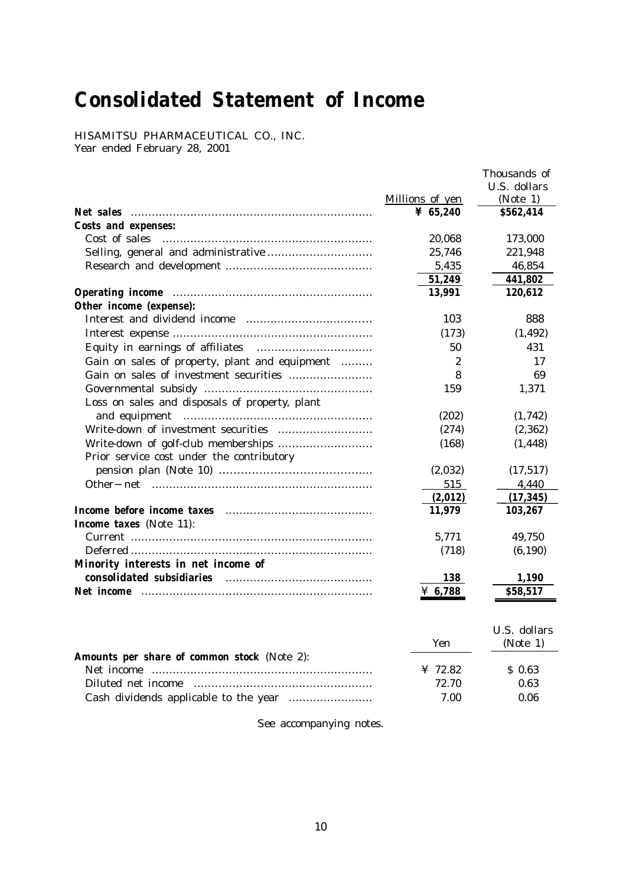# Consolidated Statement of Income

HISAMITSU PHARMACEUTICAL CO., INC.
Year ended February 28, 2001

| | Millions of yen | Thousands of U.S. dollars (Note 1) |
|---|---|---|
| **Net sales** | **¥ 65,240** | **$562,414** |
| **Costs and expenses:** | | |
| Cost of sales | 20,068 | 173,000 |
| Selling, general and administrative | 25,746 | 221,948 |
| Research and development | 5,435 | 46,854 |
| | **51,249** | **441,802** |
| **Operating income** | **13,991** | **120,612** |
| **Other income (expense):** | | |
| Interest and dividend income | 103 | 888 |
| Interest expense | (173) | (1,492) |
| Equity in earnings of affiliates | 50 | 431 |
| Gain on sales of property, plant and equipment | 2 | 17 |
| Gain on sales of investment securities | 8 | 69 |
| Governmental subsidy | 159 | 1,371 |
| Loss on sales and disposals of property, plant and equipment | (202) | (1,742) |
| Write-down of investment securities | (274) | (2,362) |
| Write-down of golf-club memberships | (168) | (1,448) |
| Prior service cost under the contributory pension plan (Note 10) | (2,032) | (17,517) |
| Other−net | 515 | 4,440 |
| | **(2,012)** | **(17,345)** |
| **Income before income taxes** | **11,979** | **103,267** |
| **Income taxes** (Note 11): | | |
| Current | 5,771 | 49,750 |
| Deferred | (718) | (6,190) |
| **Minority interests in net income of consolidated subsidiaries** | **138** | **1,190** |
| **Net income** | **¥ 6,788** | **$58,517** |

| | Yen | U.S. dollars (Note 1) |
|---|---|---|
| **Amounts per share of common stock** (Note 2): | | |
| Net income | ¥ 72.82 | $ 0.63 |
| Diluted net income | 72.70 | 0.63 |
| Cash dividends applicable to the year | 7.00 | 0.06 |

See accompanying notes.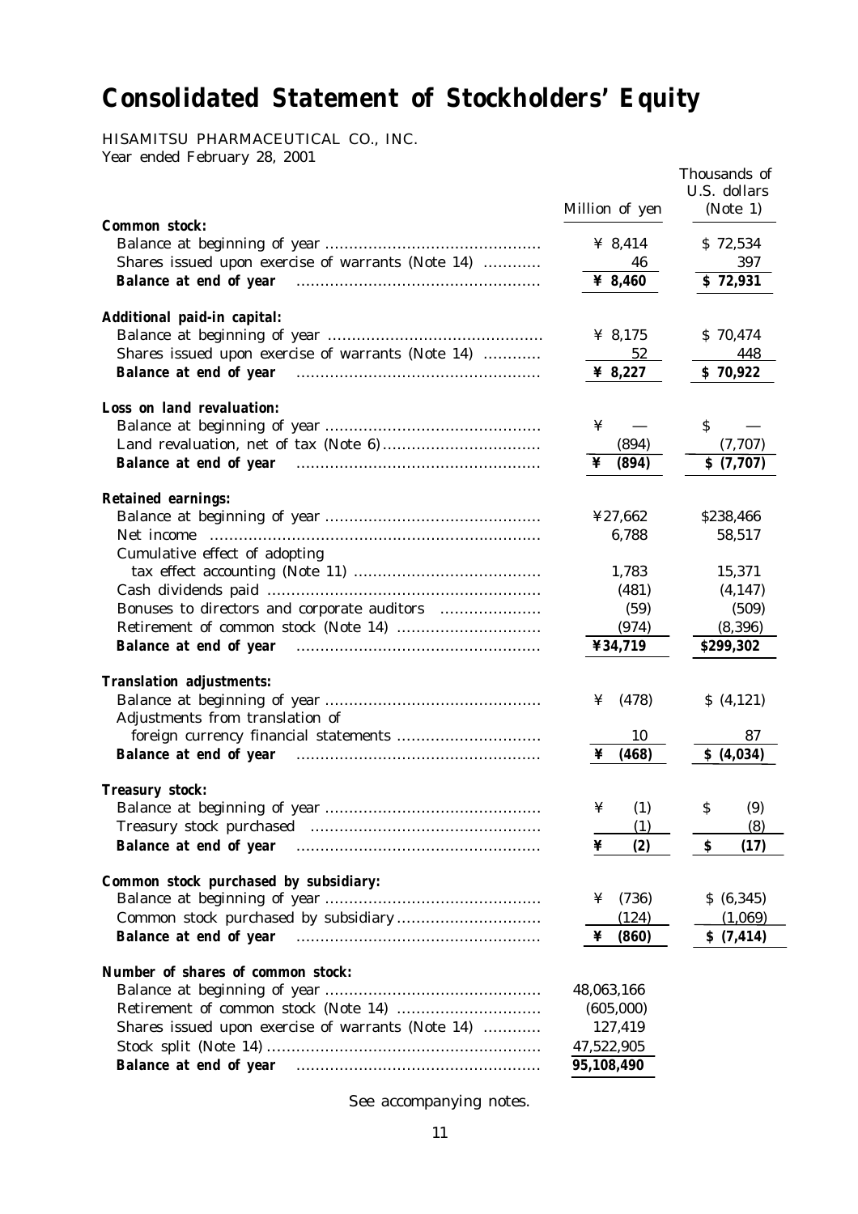# Consolidated Statement of Stockholders' Equity

HISAMITSU PHARMACEUTICAL CO., INC.
Year ended February 28, 2001

| | Million of yen | Thousands of U.S. dollars (Note 1) |
|---|---|---|
| **Common stock:** | | |
| Balance at beginning of year | ¥ 8,414 | $ 72,534 |
| Shares issued upon exercise of warrants (Note 14) | 46 | 397 |
| **Balance at end of year** | **¥ 8,460** | **$ 72,931** |
| **Additional paid-in capital:** | | |
| Balance at beginning of year | ¥ 8,175 | $ 70,474 |
| Shares issued upon exercise of warrants (Note 14) | 52 | 448 |
| **Balance at end of year** | **¥ 8,227** | **$ 70,922** |
| **Loss on land revaluation:** | | |
| Balance at beginning of year | ¥ — | $ — |
| Land revaluation, net of tax (Note 6) | (894) | (7,707) |
| **Balance at end of year** | **¥ (894)** | **$ (7,707)** |
| **Retained earnings:** | | |
| Balance at beginning of year | ¥27,662 | $238,466 |
| Net income | 6,788 | 58,517 |
| Cumulative effect of adopting tax effect accounting (Note 11) | 1,783 | 15,371 |
| Cash dividends paid | (481) | (4,147) |
| Bonuses to directors and corporate auditors | (59) | (509) |
| Retirement of common stock (Note 14) | (974) | (8,396) |
| **Balance at end of year** | **¥34,719** | **$299,302** |
| **Translation adjustments:** | | |
| Balance at beginning of year | ¥ (478) | $ (4,121) |
| Adjustments from translation of foreign currency financial statements | 10 | 87 |
| **Balance at end of year** | **¥ (468)** | **$ (4,034)** |
| **Treasury stock:** | | |
| Balance at beginning of year | ¥ (1) | $ (9) |
| Treasury stock purchased | (1) | (8) |
| **Balance at end of year** | **¥ (2)** | **$ (17)** |
| **Common stock purchased by subsidiary:** | | |
| Balance at beginning of year | ¥ (736) | $ (6,345) |
| Common stock purchased by subsidiary | (124) | (1,069) |
| **Balance at end of year** | **¥ (860)** | **$ (7,414)** |
| **Number of shares of common stock:** | | |
| Balance at beginning of year | 48,063,166 | |
| Retirement of common stock (Note 14) | (605,000) | |
| Shares issued upon exercise of warrants (Note 14) | 127,419 | |
| Stock split (Note 14) | 47,522,905 | |
| **Balance at end of year** | **95,108,490** | |

See accompanying notes.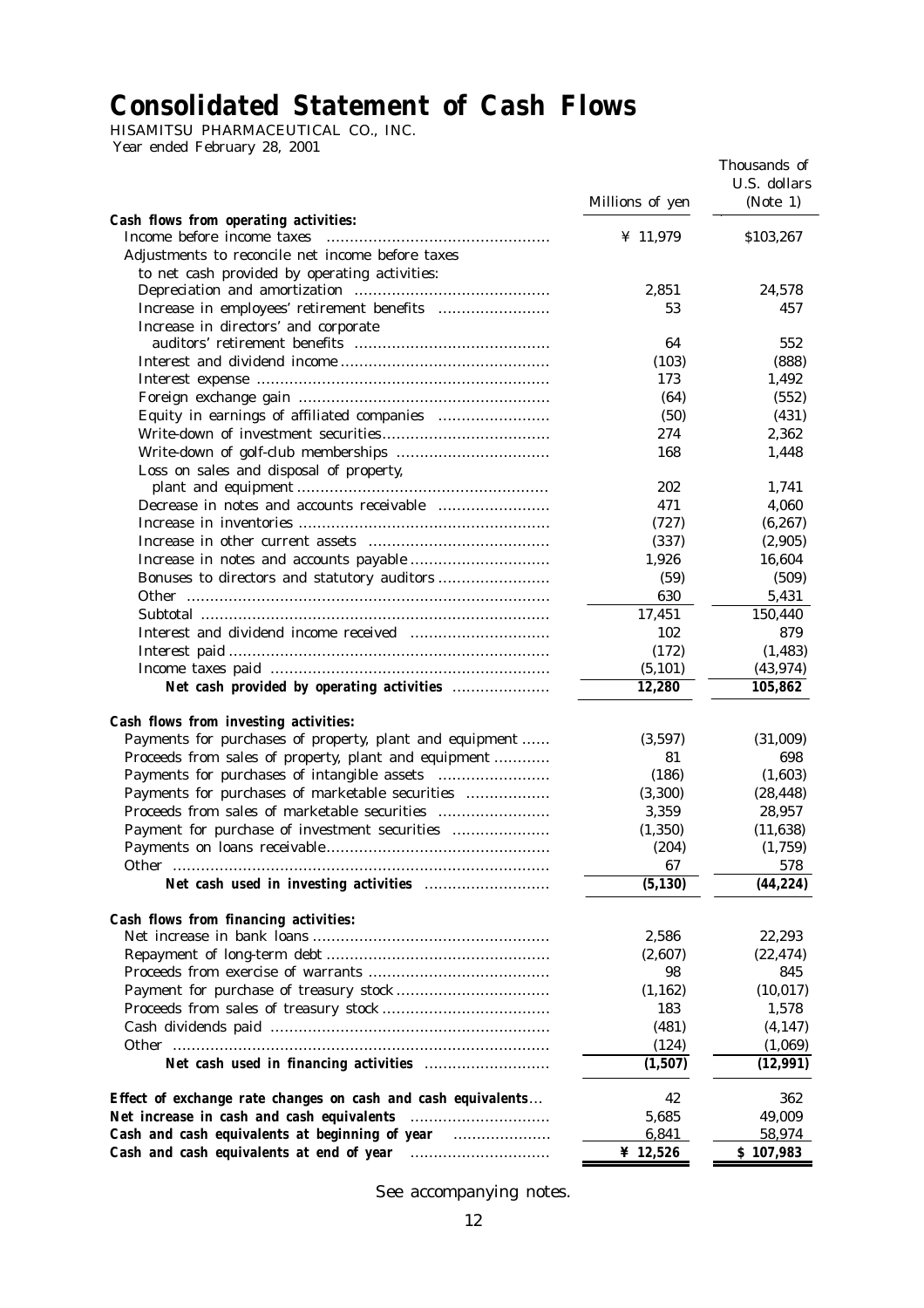# Consolidated Statement of Cash Flows

HISAMITSU PHARMACEUTICAL CO., INC.
Year ended February 28, 2001

| | Millions of yen | Thousands of U.S. dollars (Note 1) |
|---|---|---|
| **Cash flows from operating activities:** | | |
| Income before income taxes | ¥ 11,979 | $103,267 |
| Adjustments to reconcile net income before taxes to net cash provided by operating activities: | | |
| Depreciation and amortization | 2,851 | 24,578 |
| Increase in employees' retirement benefits | 53 | 457 |
| Increase in directors' and corporate auditors' retirement benefits | 64 | 552 |
| Interest and dividend income | (103) | (888) |
| Interest expense | 173 | 1,492 |
| Foreign exchange gain | (64) | (552) |
| Equity in earnings of affiliated companies | (50) | (431) |
| Write-down of investment securities | 274 | 2,362 |
| Write-down of golf-club memberships | 168 | 1,448 |
| Loss on sales and disposal of property, plant and equipment | 202 | 1,741 |
| Decrease in notes and accounts receivable | 471 | 4,060 |
| Increase in inventories | (727) | (6,267) |
| Increase in other current assets | (337) | (2,905) |
| Increase in notes and accounts payable | 1,926 | 16,604 |
| Bonuses to directors and statutory auditors | (59) | (509) |
| Other | 630 | 5,431 |
| Subtotal | 17,451 | 150,440 |
| Interest and dividend income received | 102 | 879 |
| Interest paid | (172) | (1,483) |
| Income taxes paid | (5,101) | (43,974) |
| **Net cash provided by operating activities** | **12,280** | **105,862** |
| **Cash flows from investing activities:** | | |
| Payments for purchases of property, plant and equipment | (3,597) | (31,009) |
| Proceeds from sales of property, plant and equipment | 81 | 698 |
| Payments for purchases of intangible assets | (186) | (1,603) |
| Payments for purchases of marketable securities | (3,300) | (28,448) |
| Proceeds from sales of marketable securities | 3,359 | 28,957 |
| Payment for purchase of investment securities | (1,350) | (11,638) |
| Payments on loans receivable | (204) | (1,759) |
| Other | 67 | 578 |
| **Net cash used in investing activities** | **(5,130)** | **(44,224)** |
| **Cash flows from financing activities:** | | |
| Net increase in bank loans | 2,586 | 22,293 |
| Repayment of long-term debt | (2,607) | (22,474) |
| Proceeds from exercise of warrants | 98 | 845 |
| Payment for purchase of treasury stock | (1,162) | (10,017) |
| Proceeds from sales of treasury stock | 183 | 1,578 |
| Cash dividends paid | (481) | (4,147) |
| Other | (124) | (1,069) |
| **Net cash used in financing activities** | **(1,507)** | **(12,991)** |
| **Effect of exchange rate changes on cash and cash equivalents** | 42 | 362 |
| **Net increase in cash and cash equivalents** | 5,685 | 49,009 |
| **Cash and cash equivalents at beginning of year** | 6,841 | 58,974 |
| **Cash and cash equivalents at end of year** | **¥ 12,526** | **$ 107,983** |

See accompanying notes.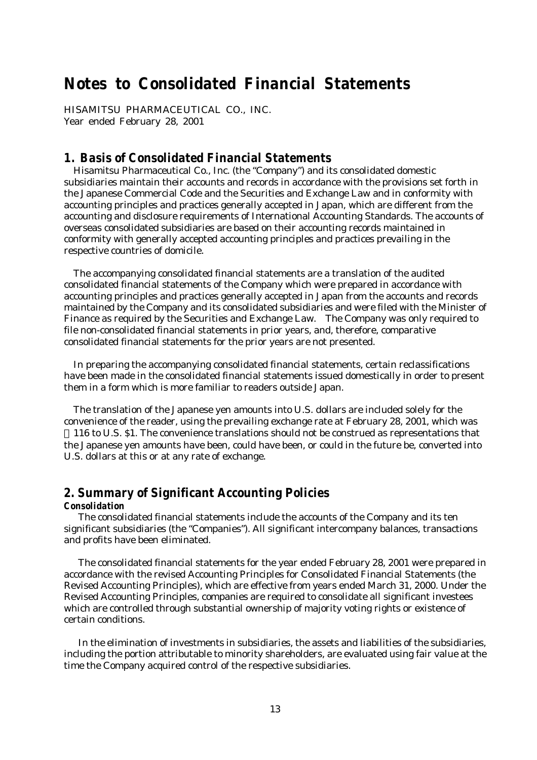# Notes to Consolidated Financial Statements

HISAMITSU PHARMACEUTICAL CO., INC.
Year ended February 28, 2001

## 1. Basis of Consolidated Financial Statements

Hisamitsu Pharmaceutical Co., Inc. (the "Company") and its consolidated domestic subsidiaries maintain their accounts and records in accordance with the provisions set forth in the Japanese Commercial Code and the Securities and Exchange Law and in conformity with accounting principles and practices generally accepted in Japan, which are different from the accounting and disclosure requirements of International Accounting Standards. The accounts of overseas consolidated subsidiaries are based on their accounting records maintained in conformity with generally accepted accounting principles and practices prevailing in the respective countries of domicile.

The accompanying consolidated financial statements are a translation of the audited consolidated financial statements of the Company which were prepared in accordance with accounting principles and practices generally accepted in Japan from the accounts and records maintained by the Company and its consolidated subsidiaries and were filed with the Minister of Finance as required by the Securities and Exchange Law. The Company was only required to file non-consolidated financial statements in prior years, and, therefore, comparative consolidated financial statements for the prior years are not presented.

In preparing the accompanying consolidated financial statements, certain reclassifications have been made in the consolidated financial statements issued domestically in order to present them in a form which is more familiar to readers outside Japan.

The translation of the Japanese yen amounts into U.S. dollars are included solely for the convenience of the reader, using the prevailing exchange rate at February 28, 2001, which was ¥116 to U.S. $1. The convenience translations should not be construed as representations that the Japanese yen amounts have been, could have been, or could in the future be, converted into U.S. dollars at this or at any rate of exchange.

## 2. Summary of Significant Accounting Policies

### *Consolidation*

The consolidated financial statements include the accounts of the Company and its ten significant subsidiaries (the "Companies"). All significant intercompany balances, transactions and profits have been eliminated.

The consolidated financial statements for the year ended February 28, 2001 were prepared in accordance with the revised Accounting Principles for Consolidated Financial Statements (the Revised Accounting Principles), which are effective from years ended March 31, 2000. Under the Revised Accounting Principles, companies are required to consolidate all significant investees which are controlled through substantial ownership of majority voting rights or existence of certain conditions.

In the elimination of investments in subsidiaries, the assets and liabilities of the subsidiaries, including the portion attributable to minority shareholders, are evaluated using fair value at the time the Company acquired control of the respective subsidiaries.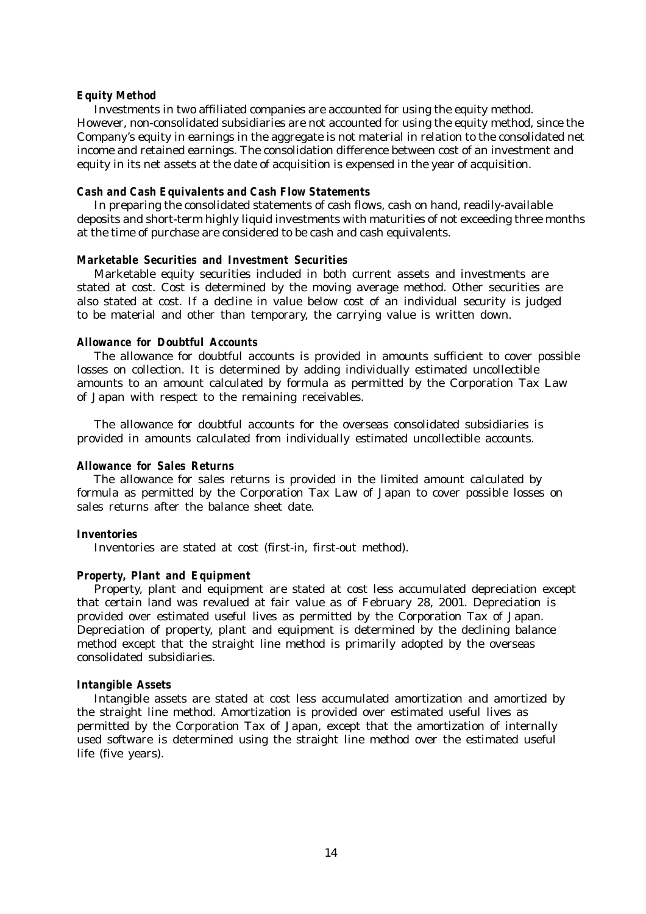### *Equity Method*

Investments in two affiliated companies are accounted for using the equity method. However, non-consolidated subsidiaries are not accounted for using the equity method, since the Company's equity in earnings in the aggregate is not material in relation to the consolidated net income and retained earnings. The consolidation difference between cost of an investment and equity in its net assets at the date of acquisition is expensed in the year of acquisition.

### *Cash and Cash Equivalents and Cash Flow Statements*

In preparing the consolidated statements of cash flows, cash on hand, readily-available deposits and short-term highly liquid investments with maturities of not exceeding three months at the time of purchase are considered to be cash and cash equivalents.

### *Marketable Securities and Investment Securities*

Marketable equity securities included in both current assets and investments are stated at cost. Cost is determined by the moving average method. Other securities are also stated at cost. If a decline in value below cost of an individual security is judged to be material and other than temporary, the carrying value is written down.

### *Allowance for Doubtful Accounts*

The allowance for doubtful accounts is provided in amounts sufficient to cover possible losses on collection. It is determined by adding individually estimated uncollectible amounts to an amount calculated by formula as permitted by the Corporation Tax Law of Japan with respect to the remaining receivables.

The allowance for doubtful accounts for the overseas consolidated subsidiaries is provided in amounts calculated from individually estimated uncollectible accounts.

### *Allowance for Sales Returns*

The allowance for sales returns is provided in the limited amount calculated by formula as permitted by the Corporation Tax Law of Japan to cover possible losses on sales returns after the balance sheet date.

### *Inventories*

Inventories are stated at cost (first-in, first-out method).

### *Property, Plant and Equipment*

Property, plant and equipment are stated at cost less accumulated depreciation except that certain land was revalued at fair value as of February 28, 2001. Depreciation is provided over estimated useful lives as permitted by the Corporation Tax of Japan. Depreciation of property, plant and equipment is determined by the declining balance method except that the straight line method is primarily adopted by the overseas consolidated subsidiaries.

### *Intangible Assets*

Intangible assets are stated at cost less accumulated amortization and amortized by the straight line method. Amortization is provided over estimated useful lives as permitted by the Corporation Tax of Japan, except that the amortization of internally used software is determined using the straight line method over the estimated useful life (five years).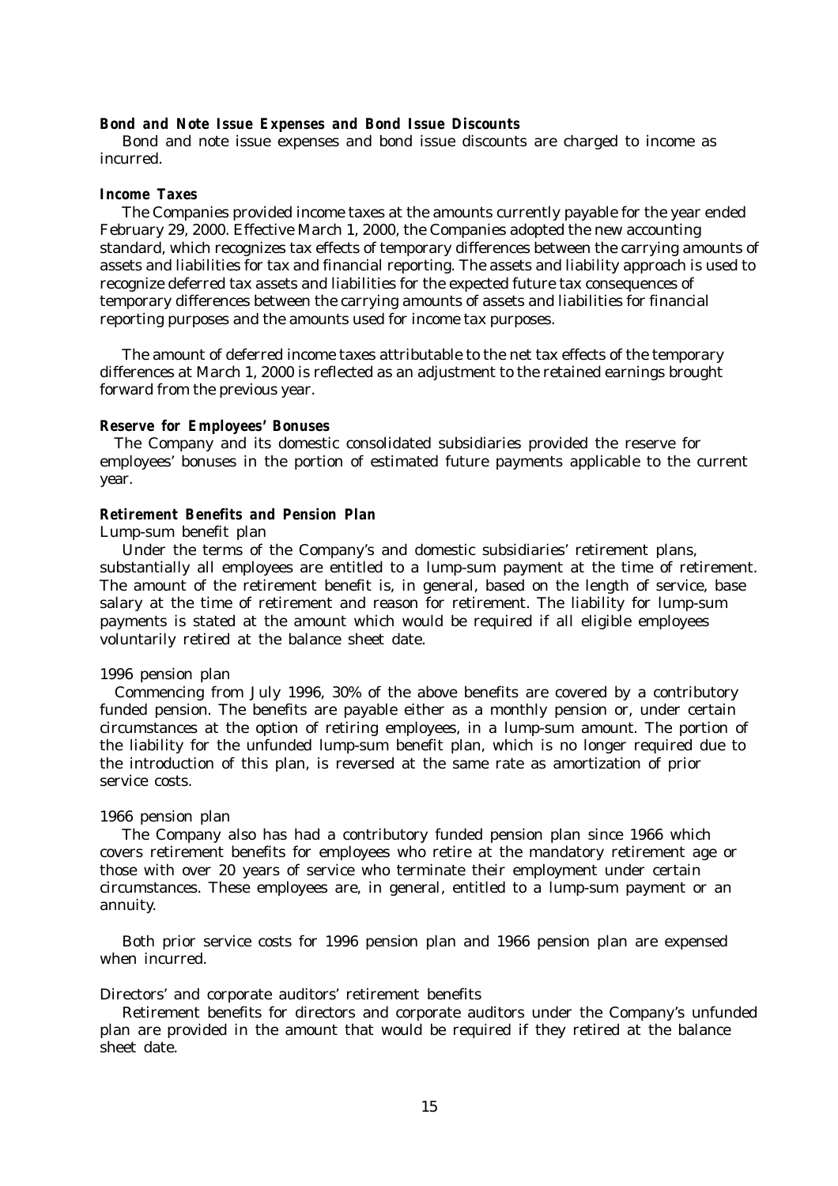### *Bond and Note Issue Expenses and Bond Issue Discounts*

Bond and note issue expenses and bond issue discounts are charged to income as incurred.

### *Income Taxes*

The Companies provided income taxes at the amounts currently payable for the year ended February 29, 2000. Effective March 1, 2000, the Companies adopted the new accounting standard, which recognizes tax effects of temporary differences between the carrying amounts of assets and liabilities for tax and financial reporting. The assets and liability approach is used to recognize deferred tax assets and liabilities for the expected future tax consequences of temporary differences between the carrying amounts of assets and liabilities for financial reporting purposes and the amounts used for income tax purposes.

The amount of deferred income taxes attributable to the net tax effects of the temporary differences at March 1, 2000 is reflected as an adjustment to the retained earnings brought forward from the previous year.

### *Reserve for Employees' Bonuses*

The Company and its domestic consolidated subsidiaries provided the reserve for employees' bonuses in the portion of estimated future payments applicable to the current year.

### *Retirement Benefits and Pension Plan*

Lump-sum benefit plan

Under the terms of the Company's and domestic subsidiaries' retirement plans, substantially all employees are entitled to a lump-sum payment at the time of retirement. The amount of the retirement benefit is, in general, based on the length of service, base salary at the time of retirement and reason for retirement. The liability for lump-sum payments is stated at the amount which would be required if all eligible employees voluntarily retired at the balance sheet date.

1996 pension plan

Commencing from July 1996, 30% of the above benefits are covered by a contributory funded pension. The benefits are payable either as a monthly pension or, under certain circumstances at the option of retiring employees, in a lump-sum amount. The portion of the liability for the unfunded lump-sum benefit plan, which is no longer required due to the introduction of this plan, is reversed at the same rate as amortization of prior service costs.

1966 pension plan

The Company also has had a contributory funded pension plan since 1966 which covers retirement benefits for employees who retire at the mandatory retirement age or those with over 20 years of service who terminate their employment under certain circumstances. These employees are, in general, entitled to a lump-sum payment or an annuity.

Both prior service costs for 1996 pension plan and 1966 pension plan are expensed when incurred.

Directors' and corporate auditors' retirement benefits

Retirement benefits for directors and corporate auditors under the Company's unfunded plan are provided in the amount that would be required if they retired at the balance sheet date.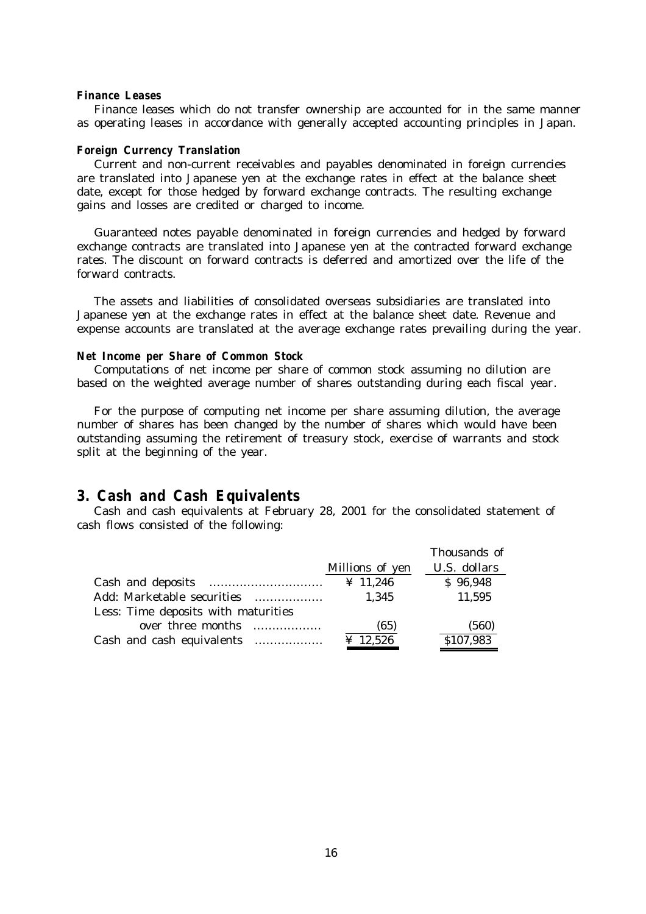### Finance Leases

Finance leases which do not transfer ownership are accounted for in the same manner as operating leases in accordance with generally accepted accounting principles in Japan.

### Foreign Currency Translation

Current and non-current receivables and payables denominated in foreign currencies are translated into Japanese yen at the exchange rates in effect at the balance sheet date, except for those hedged by forward exchange contracts. The resulting exchange gains and losses are credited or charged to income.

Guaranteed notes payable denominated in foreign currencies and hedged by forward exchange contracts are translated into Japanese yen at the contracted forward exchange rates. The discount on forward contracts is deferred and amortized over the life of the forward contracts.

The assets and liabilities of consolidated overseas subsidiaries are translated into Japanese yen at the exchange rates in effect at the balance sheet date. Revenue and expense accounts are translated at the average exchange rates prevailing during the year.

### Net Income per Share of Common Stock

Computations of net income per share of common stock assuming no dilution are based on the weighted average number of shares outstanding during each fiscal year.

For the purpose of computing net income per share assuming dilution, the average number of shares has been changed by the number of shares which would have been outstanding assuming the retirement of treasury stock, exercise of warrants and stock split at the beginning of the year.

## 3. Cash and Cash Equivalents

Cash and cash equivalents at February 28, 2001 for the consolidated statement of cash flows consisted of the following:

| | Millions of yen | Thousands of U.S. dollars |
|---|---|---|
| Cash and deposits | ¥ 11,246 | $ 96,948 |
| Add: Marketable securities | 1,345 | 11,595 |
| Less: Time deposits with maturities over three months | (65) | (560) |
| Cash and cash equivalents | ¥ 12,526 | $107,983 |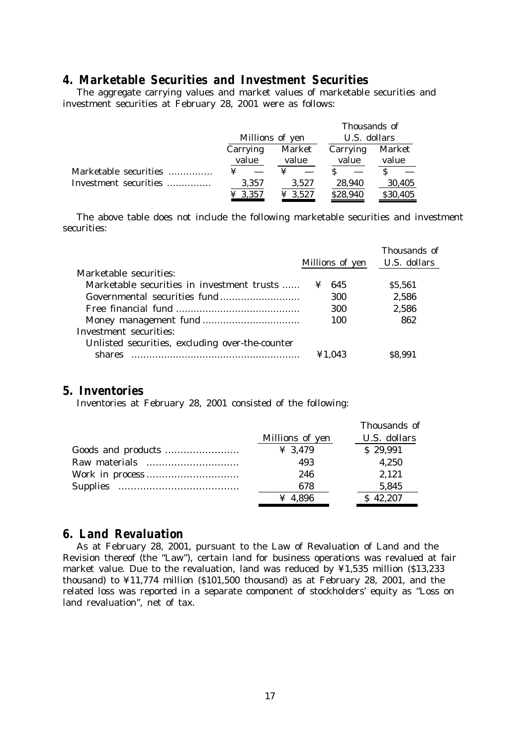## 4. Marketable Securities and Investment Securities

The aggregate carrying values and market values of marketable securities and investment securities at February 28, 2001 were as follows:

| | Millions of yen | | Thousands of U.S. dollars | |
|---|---|---|---|---|
| | Carrying value | Market value | Carrying value | Market value |
| Marketable securities | ¥ — | ¥ — | $ — | $ — |
| Investment securities | 3,357 | 3,527 | 28,940 | 30,405 |
| | ¥ 3,357 | ¥ 3,527 | $28,940 | $30,405 |

The above table does not include the following marketable securities and investment securities:

| | Millions of yen | Thousands of U.S. dollars |
|---|---|---|
| Marketable securities: | | |
| Marketable securities in investment trusts | ¥ 645 | $5,561 |
| Governmental securities fund | 300 | 2,586 |
| Free financial fund | 300 | 2,586 |
| Money management fund | 100 | 862 |
| Investment securities: | | |
| Unlisted securities, excluding over-the-counter shares | ¥1,043 | $8,991 |

## 5. Inventories

Inventories at February 28, 2001 consisted of the following:

| | Millions of yen | Thousands of U.S. dollars |
|---|---|---|
| Goods and products | ¥ 3,479 | $ 29,991 |
| Raw materials | 493 | 4,250 |
| Work in process | 246 | 2,121 |
| Supplies | 678 | 5,845 |
| | ¥ 4,896 | $ 42,207 |

## 6. Land Revaluation

As at February 28, 2001, pursuant to the Law of Revaluation of Land and the Revision thereof (the "Law"), certain land for business operations was revalued at fair market value. Due to the revaluation, land was reduced by ¥1,535 million ($13,233 thousand) to ¥11,774 million ($101,500 thousand) as at February 28, 2001, and the related loss was reported in a separate component of stockholders' equity as "Loss on land revaluation", net of tax.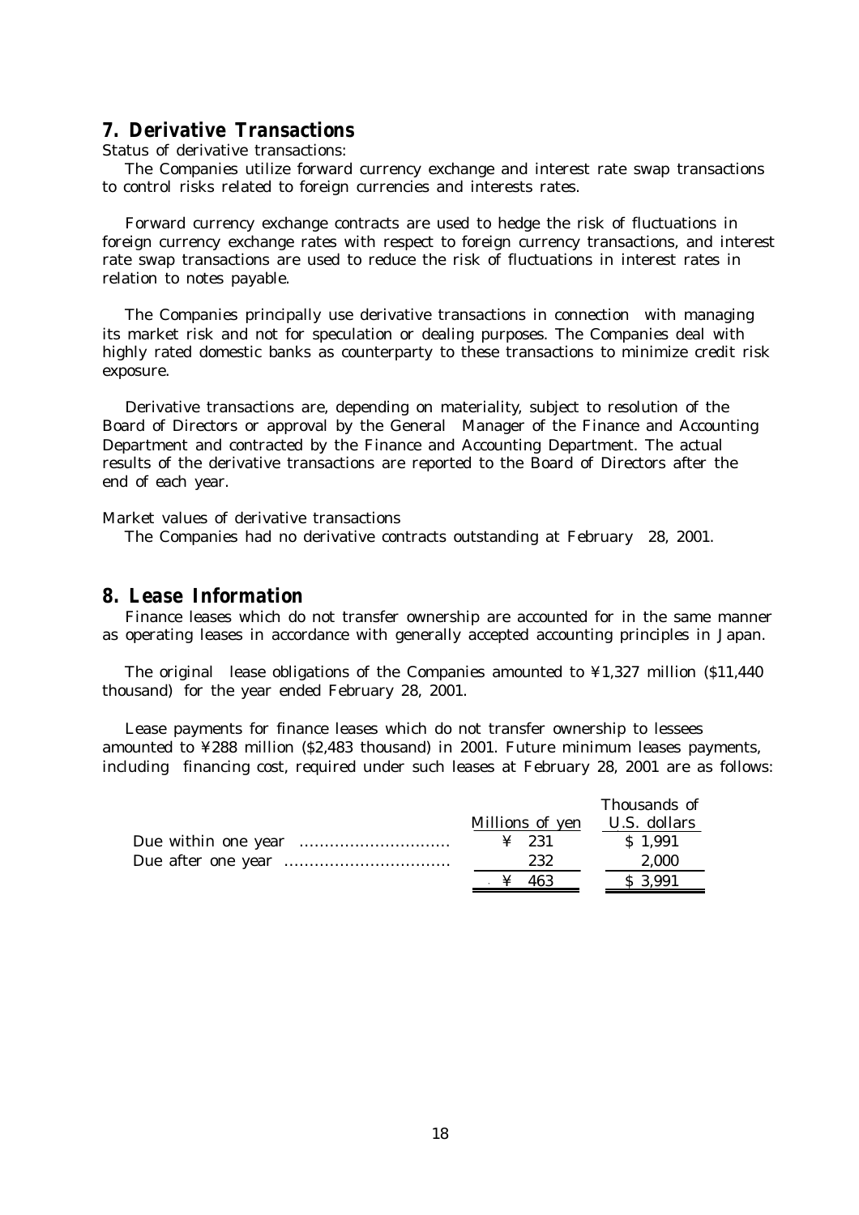## 7. Derivative Transactions

Status of derivative transactions:

The Companies utilize forward currency exchange and interest rate swap transactions to control risks related to foreign currencies and interests rates.

Forward currency exchange contracts are used to hedge the risk of fluctuations in foreign currency exchange rates with respect to foreign currency transactions, and interest rate swap transactions are used to reduce the risk of fluctuations in interest rates in relation to notes payable.

The Companies principally use derivative transactions in connection with managing its market risk and not for speculation or dealing purposes. The Companies deal with highly rated domestic banks as counterparty to these transactions to minimize credit risk exposure.

Derivative transactions are, depending on materiality, subject to resolution of the Board of Directors or approval by the General Manager of the Finance and Accounting Department and contracted by the Finance and Accounting Department. The actual results of the derivative transactions are reported to the Board of Directors after the end of each year.

Market values of derivative transactions

The Companies had no derivative contracts outstanding at February 28, 2001.

## 8. Lease Information

Finance leases which do not transfer ownership are accounted for in the same manner as operating leases in accordance with generally accepted accounting principles in Japan.

The original lease obligations of the Companies amounted to ¥1,327 million ($11,440 thousand) for the year ended February 28, 2001.

Lease payments for finance leases which do not transfer ownership to lessees amounted to ¥288 million ($2,483 thousand) in 2001. Future minimum leases payments, including financing cost, required under such leases at February 28, 2001 are as follows:

| | Millions of yen | Thousands of U.S. dollars |
|---|---|---|
| Due within one year ............................. | ¥ 231 | $ 1,991 |
| Due after one year ................................ | 232 | 2,000 |
| | ¥ 463 | $ 3,991 |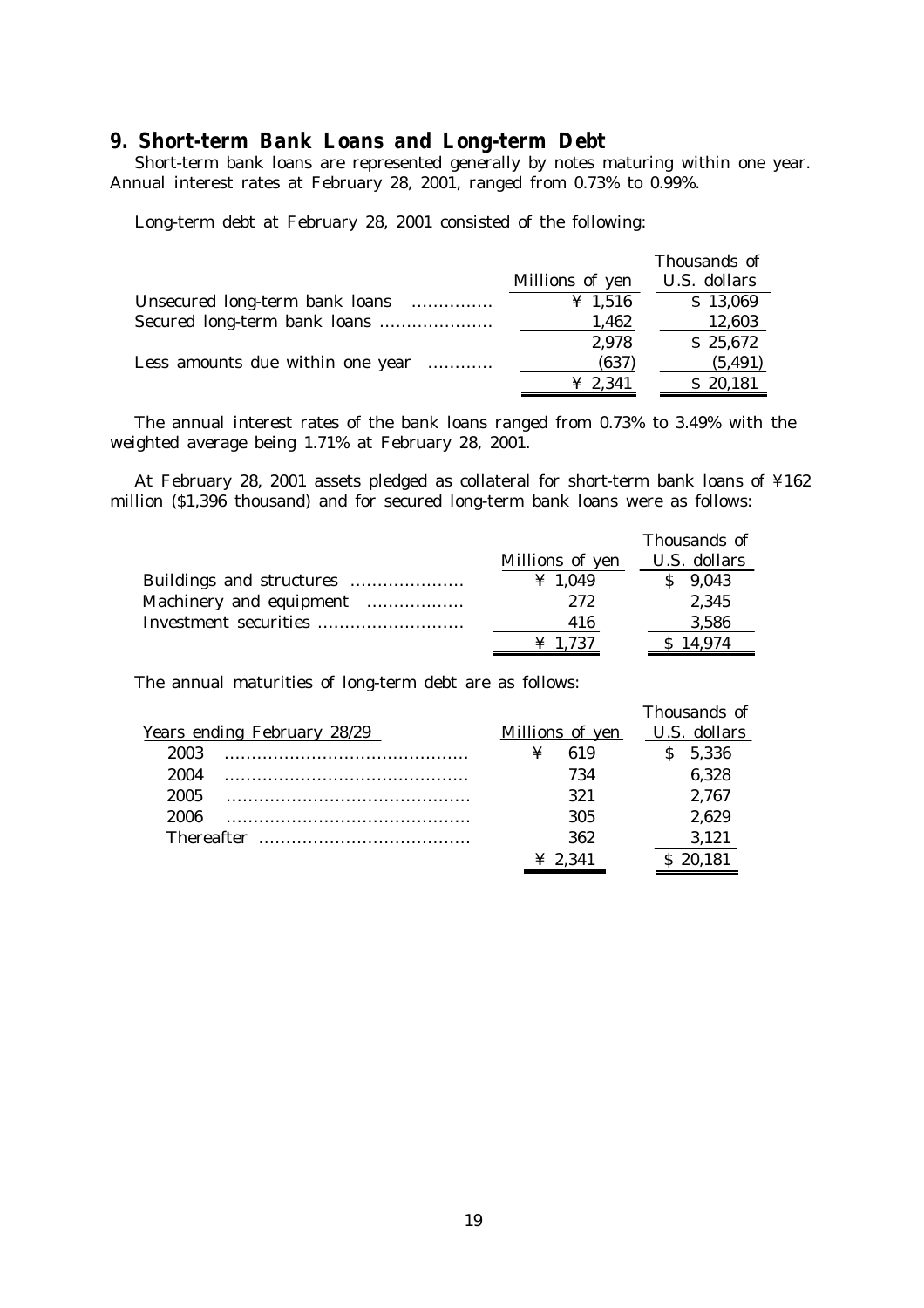## 9. Short-term Bank Loans and Long-term Debt

Short-term bank loans are represented generally by notes maturing within one year. Annual interest rates at February 28, 2001, ranged from 0.73% to 0.99%.

Long-term debt at February 28, 2001 consisted of the following:

| | Millions of yen | Thousands of U.S. dollars |
|---|---|---|
| Unsecured long-term bank loans | ¥ 1,516 | $ 13,069 |
| Secured long-term bank loans | 1,462 | 12,603 |
| | 2,978 | $ 25,672 |
| Less amounts due within one year | (637) | (5,491) |
| | ¥ 2,341 | $ 20,181 |

The annual interest rates of the bank loans ranged from 0.73% to 3.49% with the weighted average being 1.71% at February 28, 2001.

At February 28, 2001 assets pledged as collateral for short-term bank loans of ¥162 million ($1,396 thousand) and for secured long-term bank loans were as follows:

| | Millions of yen | Thousands of U.S. dollars |
|---|---|---|
| Buildings and structures | ¥ 1,049 | $ 9,043 |
| Machinery and equipment | 272 | 2,345 |
| Investment securities | 416 | 3,586 |
| | ¥ 1,737 | $ 14,974 |

The annual maturities of long-term debt are as follows:

| Years ending February 28/29 | Millions of yen | Thousands of U.S. dollars |
|---|---|---|
| 2003 | ¥ 619 | $ 5,336 |
| 2004 | 734 | 6,328 |
| 2005 | 321 | 2,767 |
| 2006 | 305 | 2,629 |
| Thereafter | 362 | 3,121 |
| | ¥ 2,341 | $ 20,181 |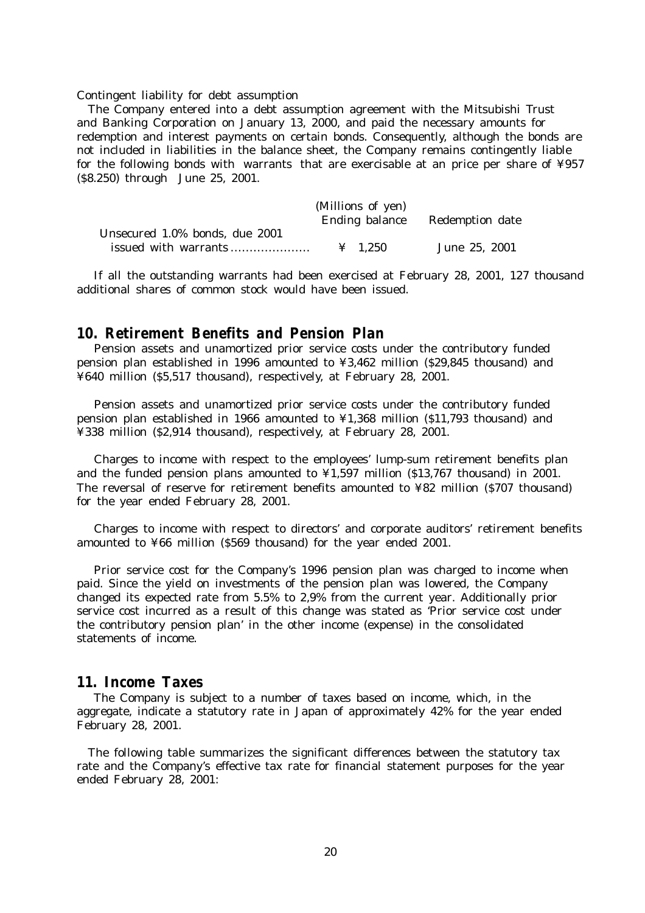Contingent liability for debt assumption

The Company entered into a debt assumption agreement with the Mitsubishi Trust and Banking Corporation on January 13, 2000, and paid the necessary amounts for redemption and interest payments on certain bonds. Consequently, although the bonds are not included in liabilities in the balance sheet, the Company remains contingently liable for the following bonds with warrants that are exercisable at an price per share of ¥957 ($8.250) through June 25, 2001.

| | (Millions of yen) Ending balance | Redemption date |
|---|---|---|
| Unsecured 1.0% bonds, due 2001 issued with warrants .................... | ¥ 1,250 | June 25, 2001 |

If all the outstanding warrants had been exercised at February 28, 2001, 127 thousand additional shares of common stock would have been issued.

## 10. Retirement Benefits and Pension Plan

Pension assets and unamortized prior service costs under the contributory funded pension plan established in 1996 amounted to ¥3,462 million ($29,845 thousand) and ¥640 million ($5,517 thousand), respectively, at February 28, 2001.

Pension assets and unamortized prior service costs under the contributory funded pension plan established in 1966 amounted to ¥1,368 million ($11,793 thousand) and ¥338 million ($2,914 thousand), respectively, at February 28, 2001.

Charges to income with respect to the employees' lump-sum retirement benefits plan and the funded pension plans amounted to ¥1,597 million ($13,767 thousand) in 2001. The reversal of reserve for retirement benefits amounted to ¥82 million ($707 thousand) for the year ended February 28, 2001.

Charges to income with respect to directors' and corporate auditors' retirement benefits amounted to ¥66 million ($569 thousand) for the year ended 2001.

Prior service cost for the Company's 1996 pension plan was charged to income when paid. Since the yield on investments of the pension plan was lowered, the Company changed its expected rate from 5.5% to 2,9% from the current year. Additionally prior service cost incurred as a result of this change was stated as 'Prior service cost under the contributory pension plan' in the other income (expense) in the consolidated statements of income.

## 11. Income Taxes

The Company is subject to a number of taxes based on income, which, in the aggregate, indicate a statutory rate in Japan of approximately 42% for the year ended February 28, 2001.

The following table summarizes the significant differences between the statutory tax rate and the Company's effective tax rate for financial statement purposes for the year ended February 28, 2001: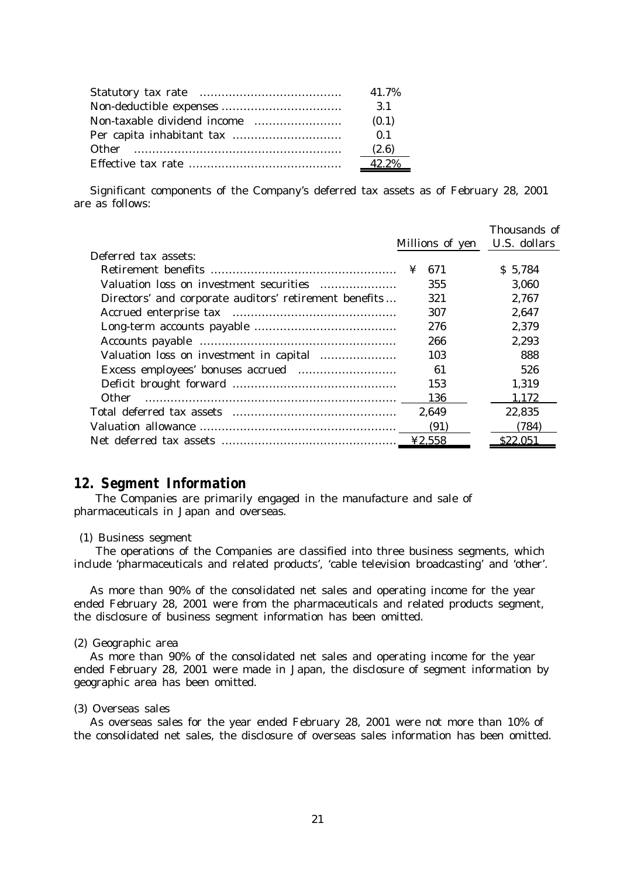| | |
|---|---|
| Statutory tax rate | 41.7% |
| Non-deductible expenses | 3.1 |
| Non-taxable dividend income | (0.1) |
| Per capita inhabitant tax | 0.1 |
| Other | (2.6) |
| Effective tax rate | 42.2% |

Significant components of the Company's deferred tax assets as of February 28, 2001 are as follows:

| | Millions of yen | Thousands of U.S. dollars |
|---|---|---|
| Deferred tax assets: | | |
| Retirement benefits | ¥ 671 | $ 5,784 |
| Valuation loss on investment securities | 355 | 3,060 |
| Directors' and corporate auditors' retirement benefits | 321 | 2,767 |
| Accrued enterprise tax | 307 | 2,647 |
| Long-term accounts payable | 276 | 2,379 |
| Accounts payable | 266 | 2,293 |
| Valuation loss on investment in capital | 103 | 888 |
| Excess employees' bonuses accrued | 61 | 526 |
| Deficit brought forward | 153 | 1,319 |
| Other | 136 | 1,172 |
| Total deferred tax assets | 2,649 | 22,835 |
| Valuation allowance | (91) | (784) |
| Net deferred tax assets | ¥2,558 | $22,051 |

## 12. Segment Information

The Companies are primarily engaged in the manufacture and sale of pharmaceuticals in Japan and overseas.

(1) Business segment

The operations of the Companies are classified into three business segments, which include 'pharmaceuticals and related products', 'cable television broadcasting' and 'other'.

As more than 90% of the consolidated net sales and operating income for the year ended February 28, 2001 were from the pharmaceuticals and related products segment, the disclosure of business segment information has been omitted.

(2) Geographic area

As more than 90% of the consolidated net sales and operating income for the year ended February 28, 2001 were made in Japan, the disclosure of segment information by geographic area has been omitted.

(3) Overseas sales

As overseas sales for the year ended February 28, 2001 were not more than 10% of the consolidated net sales, the disclosure of overseas sales information has been omitted.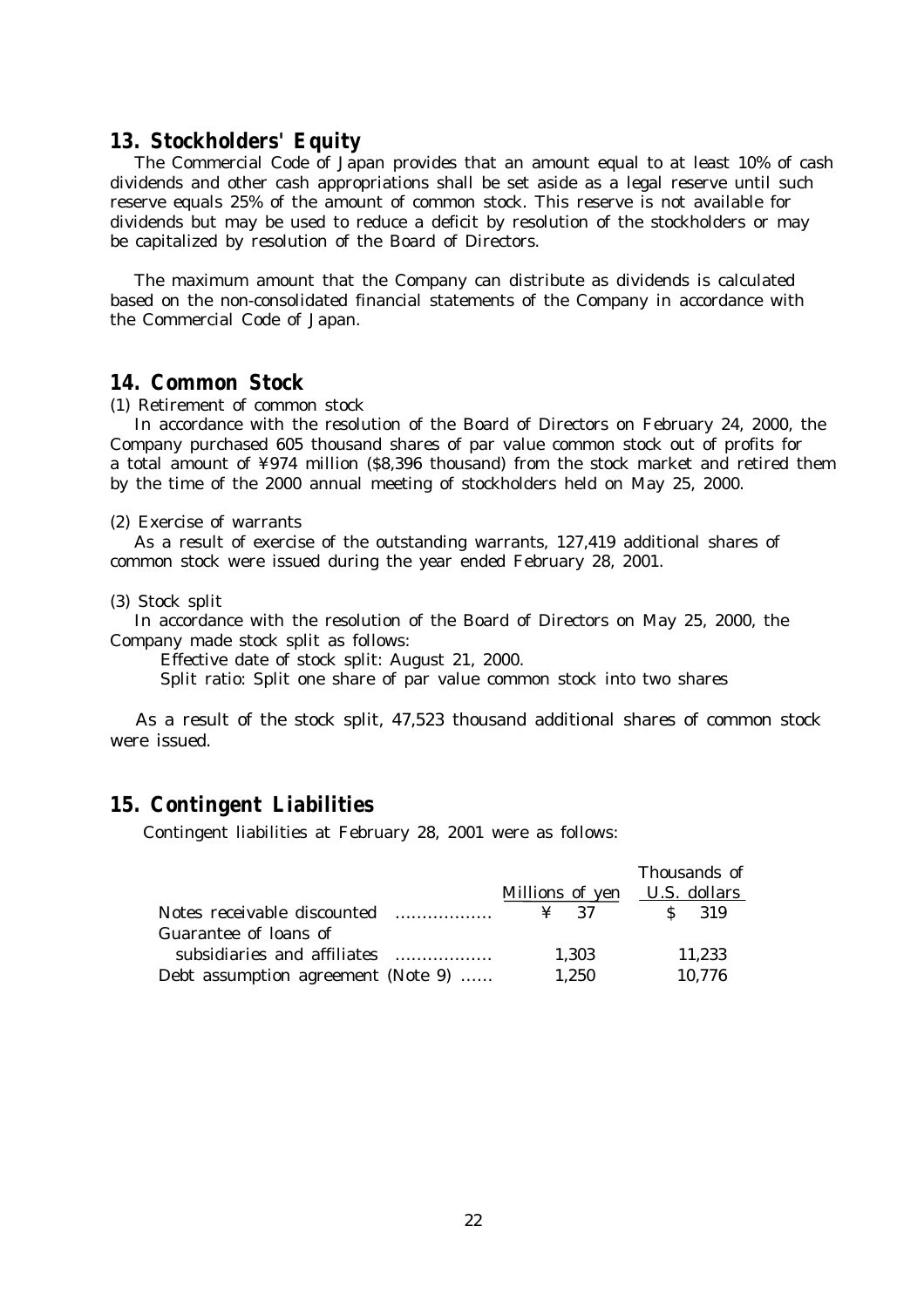## 13. Stockholders' Equity

The Commercial Code of Japan provides that an amount equal to at least 10% of cash dividends and other cash appropriations shall be set aside as a legal reserve until such reserve equals 25% of the amount of common stock. This reserve is not available for dividends but may be used to reduce a deficit by resolution of the stockholders or may be capitalized by resolution of the Board of Directors.

The maximum amount that the Company can distribute as dividends is calculated based on the non-consolidated financial statements of the Company in accordance with the Commercial Code of Japan.

## 14. Common Stock

(1) Retirement of common stock

In accordance with the resolution of the Board of Directors on February 24, 2000, the Company purchased 605 thousand shares of par value common stock out of profits for a total amount of ¥974 million ($8,396 thousand) from the stock market and retired them by the time of the 2000 annual meeting of stockholders held on May 25, 2000.

(2) Exercise of warrants

As a result of exercise of the outstanding warrants, 127,419 additional shares of common stock were issued during the year ended February 28, 2001.

(3) Stock split

In accordance with the resolution of the Board of Directors on May 25, 2000, the Company made stock split as follows:

Effective date of stock split: August 21, 2000.

Split ratio: Split one share of par value common stock into two shares

As a result of the stock split, 47,523 thousand additional shares of common stock were issued.

## 15. Contingent Liabilities

Contingent liabilities at February 28, 2001 were as follows:

| | Millions of yen | Thousands of U.S. dollars |
|---|---|---|
| Notes receivable discounted | ¥ 37 | $ 319 |
| Guarantee of loans of subsidiaries and affiliates | 1,303 | 11,233 |
| Debt assumption agreement (Note 9) | 1,250 | 10,776 |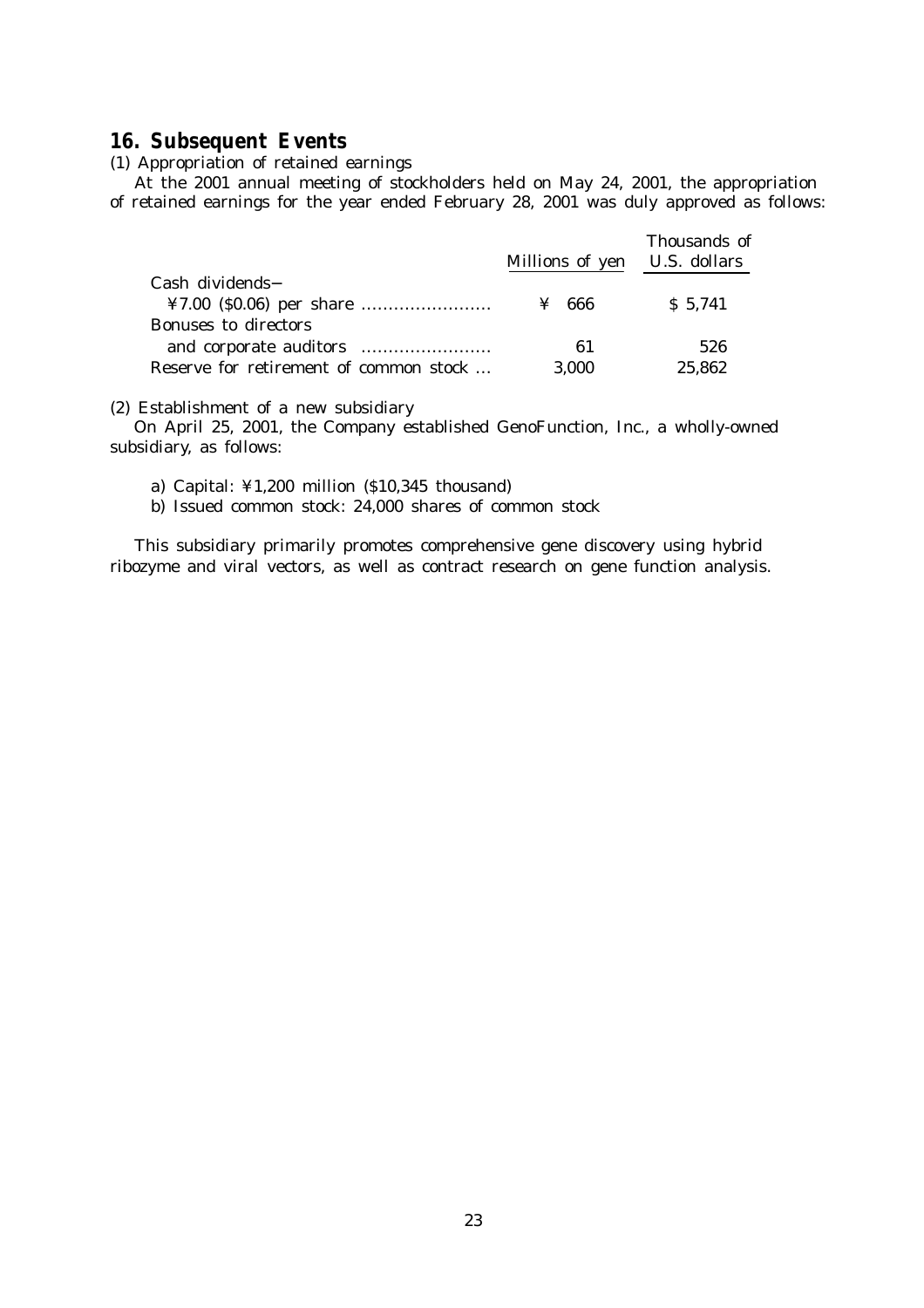## 16. Subsequent Events

(1) Appropriation of retained earnings

At the 2001 annual meeting of stockholders held on May 24, 2001, the appropriation of retained earnings for the year ended February 28, 2001 was duly approved as follows:

| | Millions of yen | Thousands of U.S. dollars |
|---|---|---|
| Cash dividends− ¥7.00 ($0.06) per share | ¥ 666 | $ 5,741 |
| Bonuses to directors and corporate auditors | 61 | 526 |
| Reserve for retirement of common stock | 3,000 | 25,862 |

(2) Establishment of a new subsidiary

On April 25, 2001, the Company established GenoFunction, Inc., a wholly-owned subsidiary, as follows:

a) Capital: ¥1,200 million ($10,345 thousand)

b) Issued common stock: 24,000 shares of common stock

This subsidiary primarily promotes comprehensive gene discovery using hybrid ribozyme and viral vectors, as well as contract research on gene function analysis.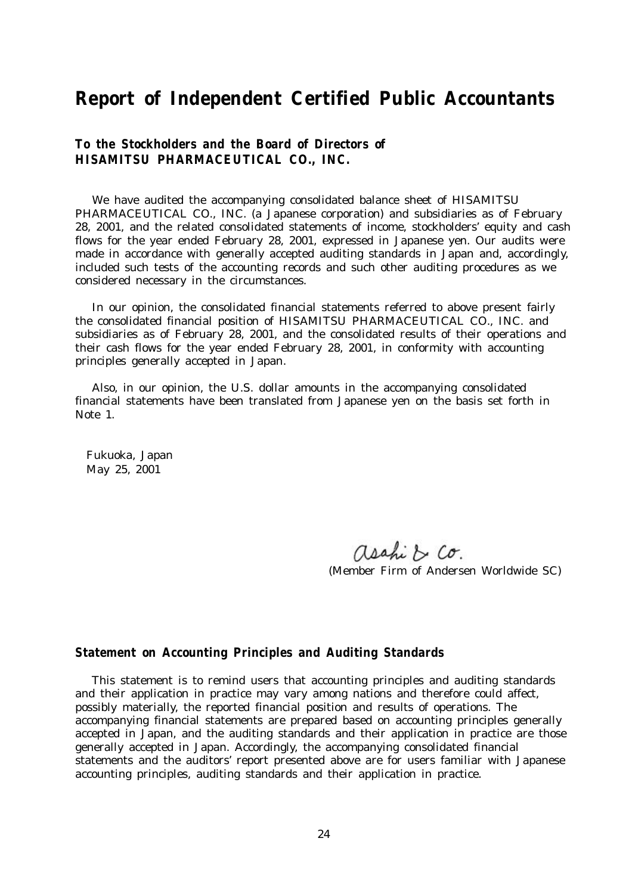# Report of Independent Certified Public Accountants

**To the Stockholders and the Board of Directors of**
**HISAMITSU PHARMACEUTICAL CO., INC.**

We have audited the accompanying consolidated balance sheet of HISAMITSU PHARMACEUTICAL CO., INC. (a Japanese corporation) and subsidiaries as of February 28, 2001, and the related consolidated statements of income, stockholders' equity and cash flows for the year ended February 28, 2001, expressed in Japanese yen. Our audits were made in accordance with generally accepted auditing standards in Japan and, accordingly, included such tests of the accounting records and such other auditing procedures as we considered necessary in the circumstances.

In our opinion, the consolidated financial statements referred to above present fairly the consolidated financial position of HISAMITSU PHARMACEUTICAL CO., INC. and subsidiaries as of February 28, 2001, and the consolidated results of their operations and their cash flows for the year ended February 28, 2001, in conformity with accounting principles generally accepted in Japan.

Also, in our opinion, the U.S. dollar amounts in the accompanying consolidated financial statements have been translated from Japanese yen on the basis set forth in Note 1.

Fukuoka, Japan
May 25, 2001

Asahi & Co.
(Member Firm of Andersen Worldwide SC)

### Statement on Accounting Principles and Auditing Standards

This statement is to remind users that accounting principles and auditing standards and their application in practice may vary among nations and therefore could affect, possibly materially, the reported financial position and results of operations. The accompanying financial statements are prepared based on accounting principles generally accepted in Japan, and the auditing standards and their application in practice are those generally accepted in Japan. Accordingly, the accompanying consolidated financial statements and the auditors' report presented above are for users familiar with Japanese accounting principles, auditing standards and their application in practice.